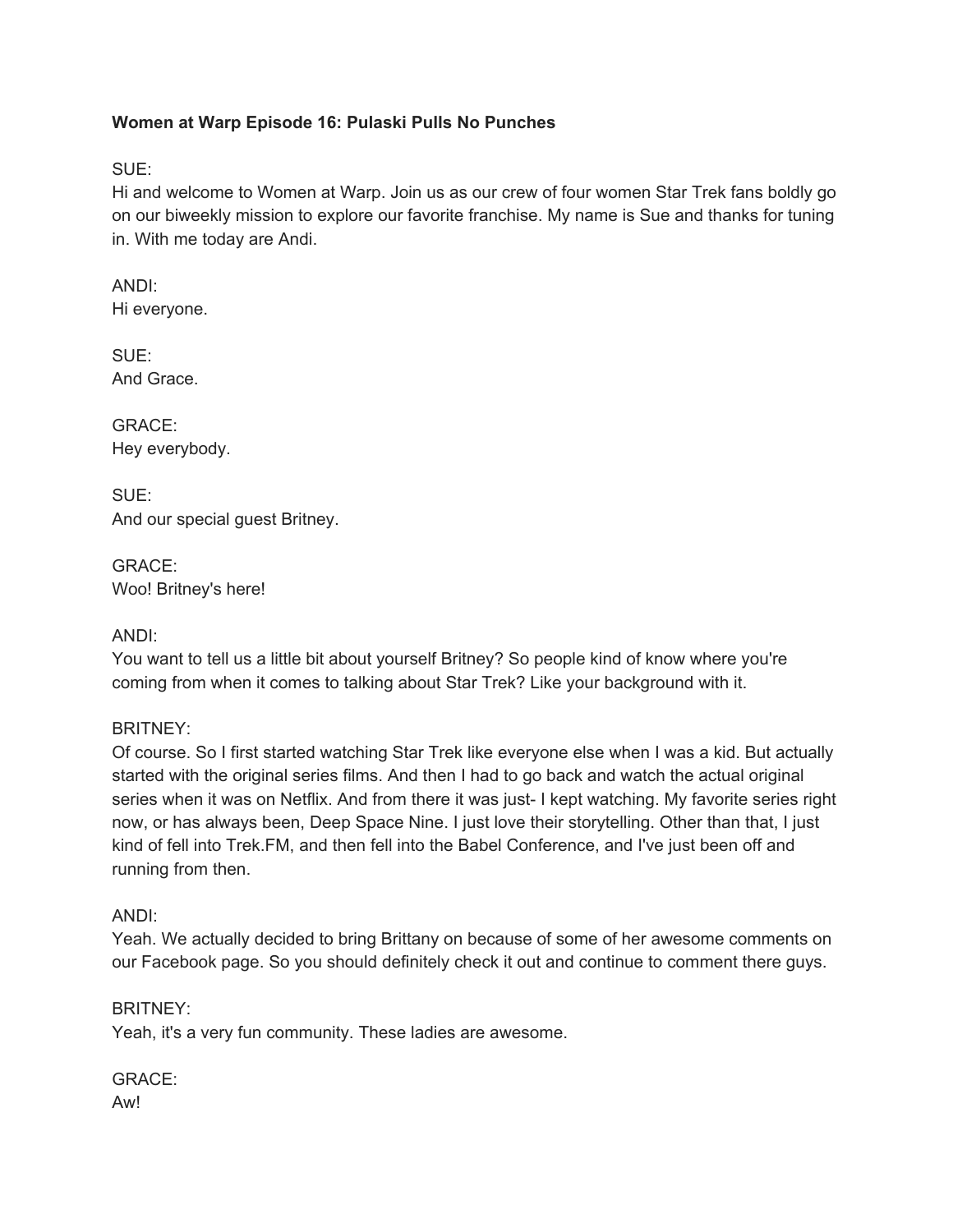**Women at Warp Episode 16: Pulaski Pulls No Punches**

SUE:
Hi and welcome to Women at Warp. Join us as our crew of four women Star Trek fans boldly go on our biweekly mission to explore our favorite franchise. My name is Sue and thanks for tuning in. With me today are Andi.

ANDI:
Hi everyone.

SUE:
And Grace.

GRACE:
Hey everybody.

SUE:
And our special guest Britney.

GRACE:
Woo! Britney's here!

ANDI:
You want to tell us a little bit about yourself Britney? So people kind of know where you're coming from when it comes to talking about Star Trek? Like your background with it.

BRITNEY:
Of course. So I first started watching Star Trek like everyone else when I was a kid. But actually started with the original series films. And then I had to go back and watch the actual original series when it was on Netflix. And from there it was just- I kept watching. My favorite series right now, or has always been, Deep Space Nine. I just love their storytelling. Other than that, I just kind of fell into Trek.FM, and then fell into the Babel Conference, and I've just been off and running from then.

ANDI:
Yeah. We actually decided to bring Brittany on because of some of her awesome comments on our Facebook page. So you should definitely check it out and continue to comment there guys.

BRITNEY:
Yeah, it's a very fun community. These ladies are awesome.

GRACE:
Aw!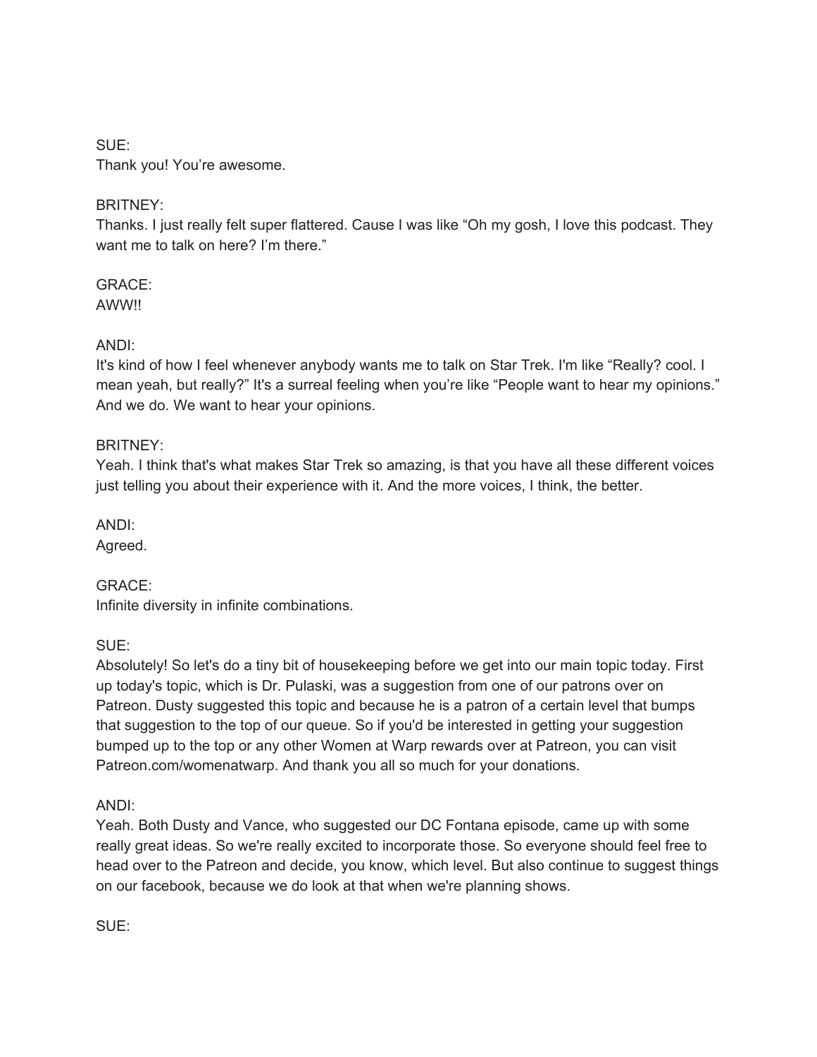SUE:
Thank you! You're awesome.

BRITNEY:
Thanks. I just really felt super flattered. Cause I was like "Oh my gosh, I love this podcast. They want me to talk on here? I'm there."

GRACE:
AWW!!

ANDI:
It's kind of how I feel whenever anybody wants me to talk on Star Trek. I'm like "Really? cool. I mean yeah, but really?" It's a surreal feeling when you're like "People want to hear my opinions." And we do. We want to hear your opinions.

BRITNEY:
Yeah. I think that's what makes Star Trek so amazing, is that you have all these different voices just telling you about their experience with it. And the more voices, I think, the better.

ANDI:
Agreed.

GRACE:
Infinite diversity in infinite combinations.

SUE:
Absolutely! So let's do a tiny bit of housekeeping before we get into our main topic today. First up today's topic, which is Dr. Pulaski, was a suggestion from one of our patrons over on Patreon. Dusty suggested this topic and because he is a patron of a certain level that bumps that suggestion to the top of our queue. So if you'd be interested in getting your suggestion bumped up to the top or any other Women at Warp rewards over at Patreon, you can visit Patreon.com/womenatwarp. And thank you all so much for your donations.

ANDI:
Yeah. Both Dusty and Vance, who suggested our DC Fontana episode, came up with some really great ideas. So we're really excited to incorporate those. So everyone should feel free to head over to the Patreon and decide, you know, which level. But also continue to suggest things on our facebook, because we do look at that when we're planning shows.

SUE: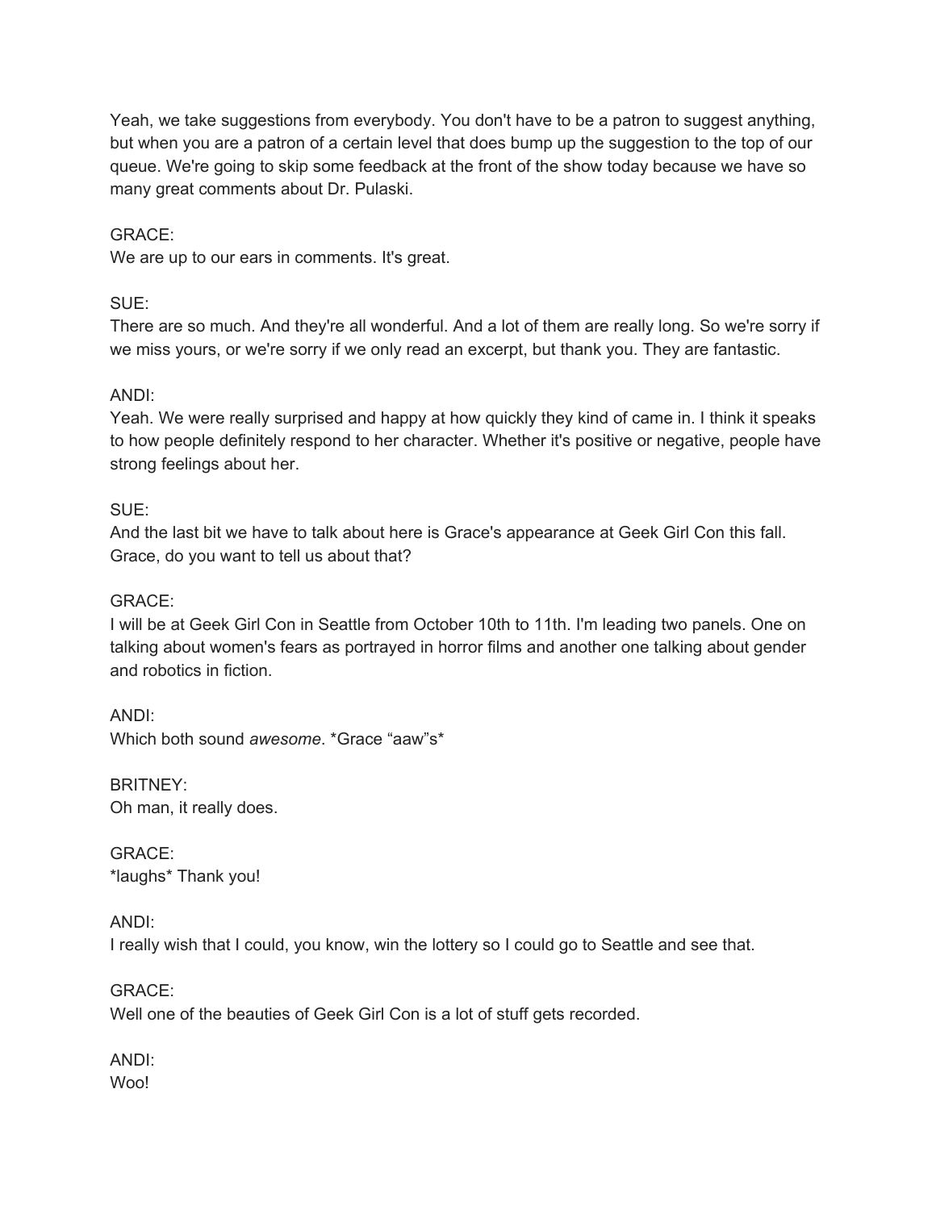Yeah, we take suggestions from everybody. You don't have to be a patron to suggest anything, but when you are a patron of a certain level that does bump up the suggestion to the top of our queue. We're going to skip some feedback at the front of the show today because we have so many great comments about Dr. Pulaski.

GRACE:
We are up to our ears in comments. It's great.

SUE:
There are so much. And they're all wonderful. And a lot of them are really long. So we're sorry if we miss yours, or we're sorry if we only read an excerpt, but thank you. They are fantastic.

ANDI:
Yeah. We were really surprised and happy at how quickly they kind of came in. I think it speaks to how people definitely respond to her character. Whether it's positive or negative, people have strong feelings about her.

SUE:
And the last bit we have to talk about here is Grace's appearance at Geek Girl Con this fall. Grace, do you want to tell us about that?

GRACE:
I will be at Geek Girl Con in Seattle from October 10th to 11th. I'm leading two panels. One on talking about women's fears as portrayed in horror films and another one talking about gender and robotics in fiction.

ANDI:
Which both sound *awesome*. *Grace "aaw"s*

BRITNEY:
Oh man, it really does.

GRACE:
*laughs* Thank you!

ANDI:
I really wish that I could, you know, win the lottery so I could go to Seattle and see that.

GRACE:
Well one of the beauties of Geek Girl Con is a lot of stuff gets recorded.

ANDI:
Woo!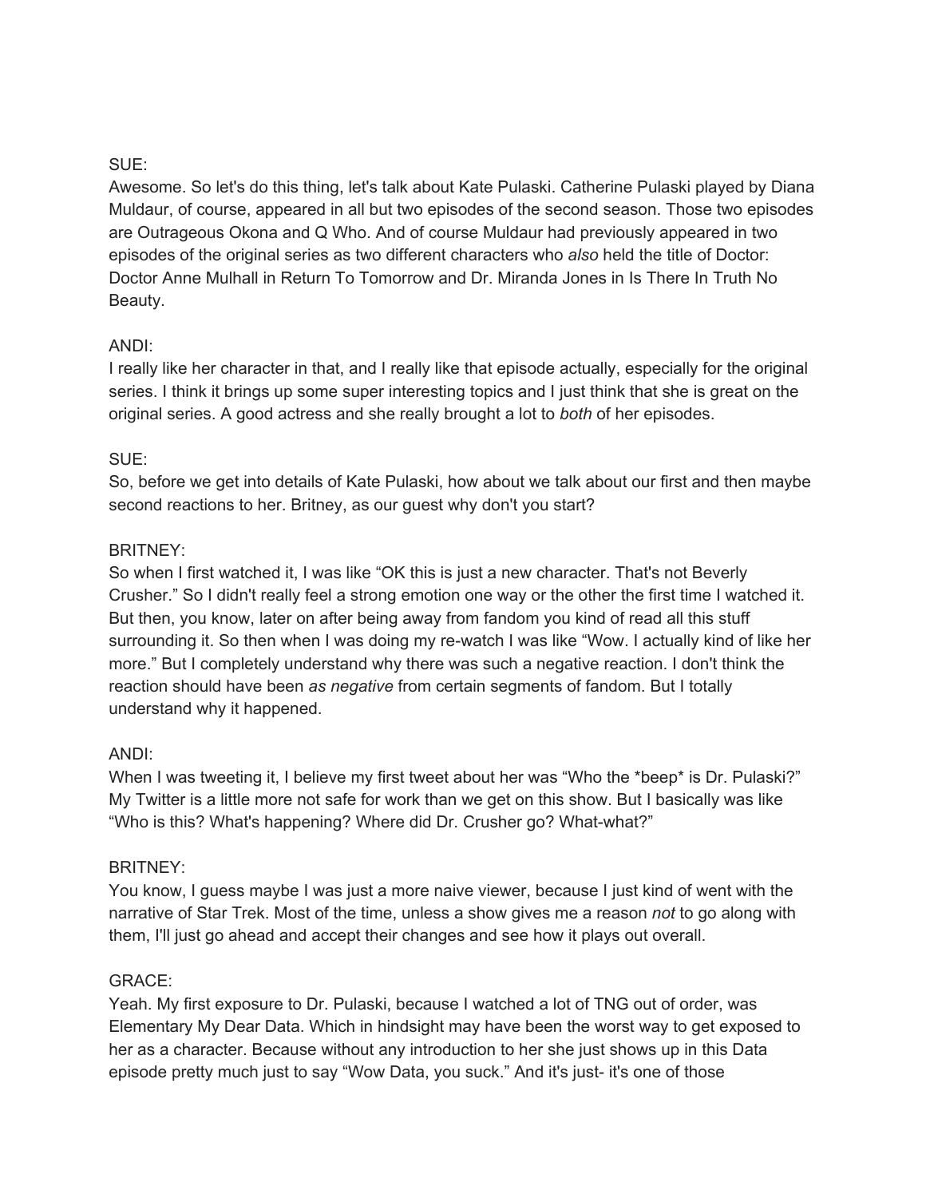SUE:
Awesome. So let's do this thing, let's talk about Kate Pulaski. Catherine Pulaski played by Diana Muldaur, of course, appeared in all but two episodes of the second season. Those two episodes are Outrageous Okona and Q Who. And of course Muldaur had previously appeared in two episodes of the original series as two different characters who *also* held the title of Doctor: Doctor Anne Mulhall in Return To Tomorrow and Dr. Miranda Jones in Is There In Truth No Beauty.

ANDI:
I really like her character in that, and I really like that episode actually, especially for the original series. I think it brings up some super interesting topics and I just think that she is great on the original series. A good actress and she really brought a lot to *both* of her episodes.

SUE:
So, before we get into details of Kate Pulaski, how about we talk about our first and then maybe second reactions to her. Britney, as our guest why don't you start?

BRITNEY:
So when I first watched it, I was like "OK this is just a new character. That's not Beverly Crusher." So I didn't really feel a strong emotion one way or the other the first time I watched it. But then, you know, later on after being away from fandom you kind of read all this stuff surrounding it. So then when I was doing my re-watch I was like "Wow. I actually kind of like her more." But I completely understand why there was such a negative reaction. I don't think the reaction should have been *as negative* from certain segments of fandom. But I totally understand why it happened.

ANDI:
When I was tweeting it, I believe my first tweet about her was "Who the *beep* is Dr. Pulaski?" My Twitter is a little more not safe for work than we get on this show. But I basically was like "Who is this? What's happening? Where did Dr. Crusher go? What-what?"

BRITNEY:
You know, I guess maybe I was just a more naive viewer, because I just kind of went with the narrative of Star Trek. Most of the time, unless a show gives me a reason *not* to go along with them, I'll just go ahead and accept their changes and see how it plays out overall.

GRACE:
Yeah. My first exposure to Dr. Pulaski, because I watched a lot of TNG out of order, was Elementary My Dear Data. Which in hindsight may have been the worst way to get exposed to her as a character. Because without any introduction to her she just shows up in this Data episode pretty much just to say "Wow Data, you suck." And it's just- it's one of those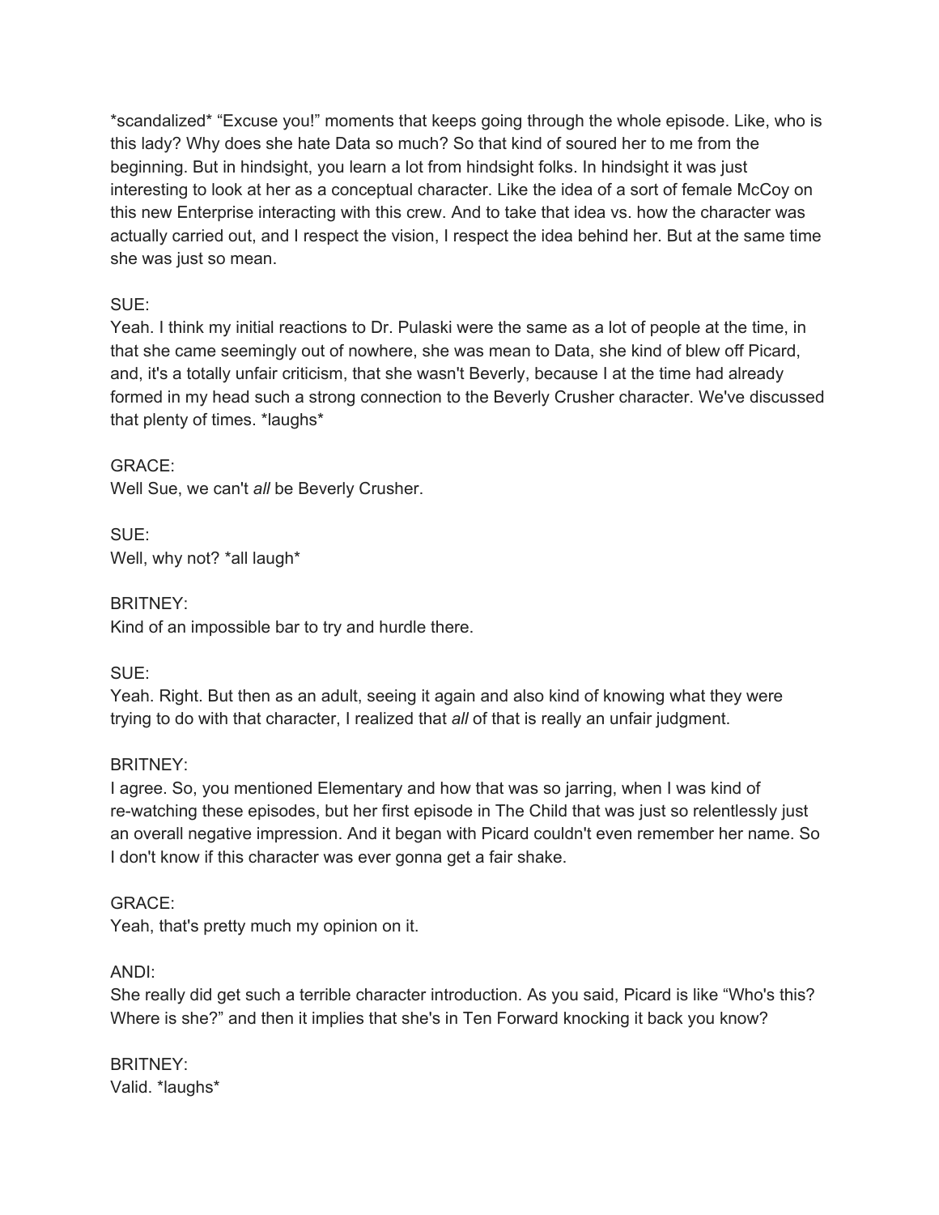*scandalized* "Excuse you!" moments that keeps going through the whole episode. Like, who is this lady? Why does she hate Data so much? So that kind of soured her to me from the beginning. But in hindsight, you learn a lot from hindsight folks. In hindsight it was just interesting to look at her as a conceptual character. Like the idea of a sort of female McCoy on this new Enterprise interacting with this crew. And to take that idea vs. how the character was actually carried out, and I respect the vision, I respect the idea behind her. But at the same time she was just so mean.

SUE:
Yeah. I think my initial reactions to Dr. Pulaski were the same as a lot of people at the time, in that she came seemingly out of nowhere, she was mean to Data, she kind of blew off Picard, and, it's a totally unfair criticism, that she wasn't Beverly, because I at the time had already formed in my head such a strong connection to the Beverly Crusher character. We've discussed that plenty of times. *laughs*

GRACE:
Well Sue, we can't *all* be Beverly Crusher.

SUE:
Well, why not? *all laugh*

BRITNEY:
Kind of an impossible bar to try and hurdle there.

SUE:
Yeah. Right. But then as an adult, seeing it again and also kind of knowing what they were trying to do with that character, I realized that *all* of that is really an unfair judgment.

BRITNEY:
I agree. So, you mentioned Elementary and how that was so jarring, when I was kind of re-watching these episodes, but her first episode in The Child that was just so relentlessly just an overall negative impression. And it began with Picard couldn't even remember her name. So I don't know if this character was ever gonna get a fair shake.

GRACE:
Yeah, that's pretty much my opinion on it.

ANDI:
She really did get such a terrible character introduction. As you said, Picard is like "Who's this? Where is she?" and then it implies that she's in Ten Forward knocking it back you know?

BRITNEY:
Valid. *laughs*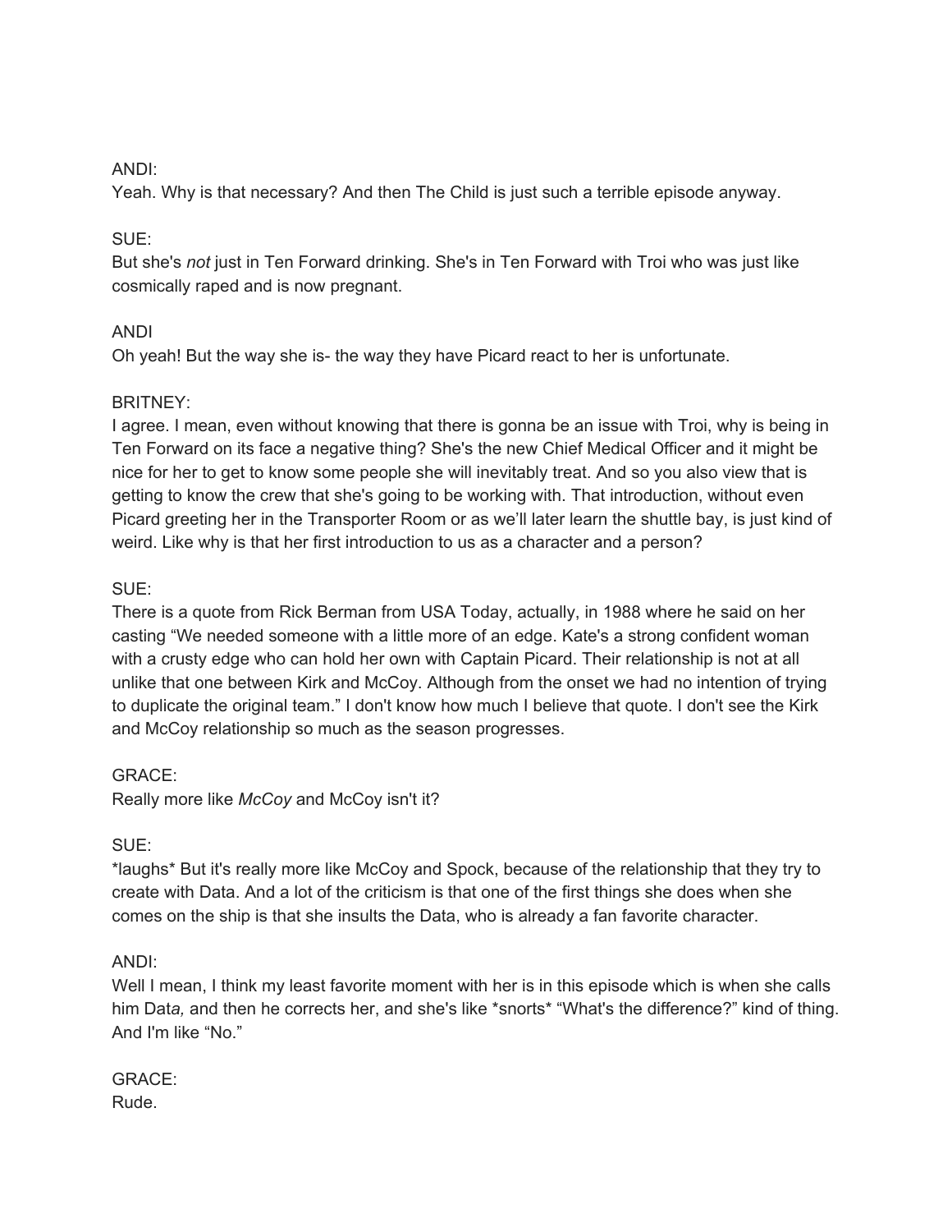ANDI:
Yeah. Why is that necessary? And then The Child is just such a terrible episode anyway.

SUE:
But she's *not* just in Ten Forward drinking. She's in Ten Forward with Troi who was just like cosmically raped and is now pregnant.

ANDI
Oh yeah! But the way she is- the way they have Picard react to her is unfortunate.

BRITNEY:
I agree. I mean, even without knowing that there is gonna be an issue with Troi, why is being in Ten Forward on its face a negative thing? She's the new Chief Medical Officer and it might be nice for her to get to know some people she will inevitably treat. And so you also view that is getting to know the crew that she's going to be working with. That introduction, without even Picard greeting her in the Transporter Room or as we'll later learn the shuttle bay, is just kind of weird. Like why is that her first introduction to us as a character and a person?

SUE:
There is a quote from Rick Berman from USA Today, actually, in 1988 where he said on her casting "We needed someone with a little more of an edge. Kate's a strong confident woman with a crusty edge who can hold her own with Captain Picard. Their relationship is not at all unlike that one between Kirk and McCoy. Although from the onset we had no intention of trying to duplicate the original team." I don't know how much I believe that quote. I don't see the Kirk and McCoy relationship so much as the season progresses.

GRACE:
Really more like *McCoy* and McCoy isn't it?

SUE:
*laughs* But it's really more like McCoy and Spock, because of the relationship that they try to create with Data. And a lot of the criticism is that one of the first things she does when she comes on the ship is that she insults the Data, who is already a fan favorite character.

ANDI:
Well I mean, I think my least favorite moment with her is in this episode which is when she calls him Dat*a,* and then he corrects her, and she's like *snorts* "What's the difference?" kind of thing. And I'm like "No."

GRACE:
Rude.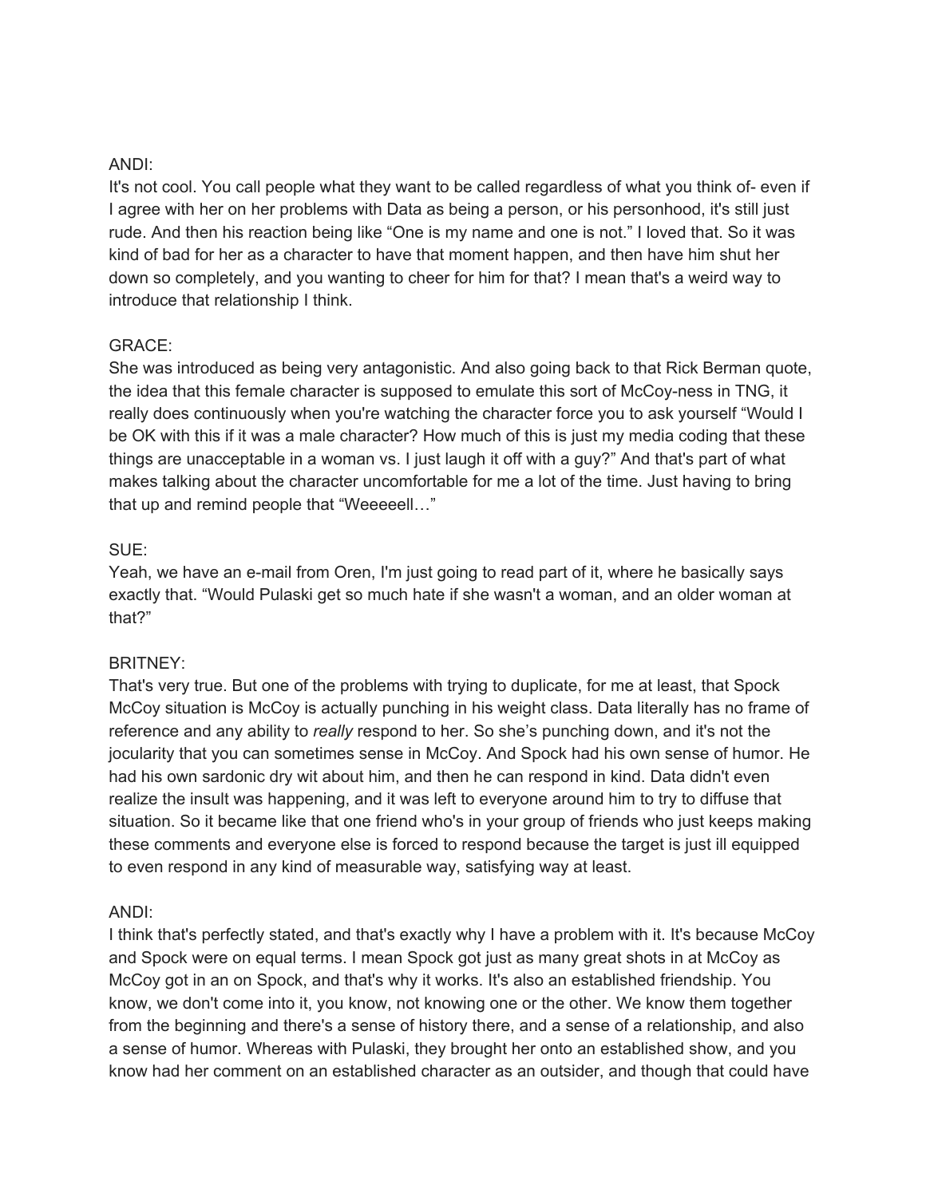ANDI:
It's not cool. You call people what they want to be called regardless of what you think of- even if I agree with her on her problems with Data as being a person, or his personhood, it's still just rude. And then his reaction being like “One is my name and one is not.” I loved that. So it was kind of bad for her as a character to have that moment happen, and then have him shut her down so completely, and you wanting to cheer for him for that? I mean that's a weird way to introduce that relationship I think.

GRACE:
She was introduced as being very antagonistic. And also going back to that Rick Berman quote, the idea that this female character is supposed to emulate this sort of McCoy-ness in TNG, it really does continuously when you're watching the character force you to ask yourself “Would I be OK with this if it was a male character? How much of this is just my media coding that these things are unacceptable in a woman vs. I just laugh it off with a guy?” And that's part of what makes talking about the character uncomfortable for me a lot of the time. Just having to bring that up and remind people that “Weeeeell…”

SUE:
Yeah, we have an e-mail from Oren, I'm just going to read part of it, where he basically says exactly that. “Would Pulaski get so much hate if she wasn't a woman, and an older woman at that?”

BRITNEY:
That's very true. But one of the problems with trying to duplicate, for me at least, that Spock McCoy situation is McCoy is actually punching in his weight class. Data literally has no frame of reference and any ability to *really* respond to her. So she’s punching down, and it's not the jocularity that you can sometimes sense in McCoy. And Spock had his own sense of humor. He had his own sardonic dry wit about him, and then he can respond in kind. Data didn't even realize the insult was happening, and it was left to everyone around him to try to diffuse that situation. So it became like that one friend who's in your group of friends who just keeps making these comments and everyone else is forced to respond because the target is just ill equipped to even respond in any kind of measurable way, satisfying way at least.

ANDI:
I think that's perfectly stated, and that's exactly why I have a problem with it. It's because McCoy and Spock were on equal terms. I mean Spock got just as many great shots in at McCoy as McCoy got in an on Spock, and that's why it works. It's also an established friendship. You know, we don't come into it, you know, not knowing one or the other. We know them together from the beginning and there's a sense of history there, and a sense of a relationship, and also a sense of humor. Whereas with Pulaski, they brought her onto an established show, and you know had her comment on an established character as an outsider, and though that could have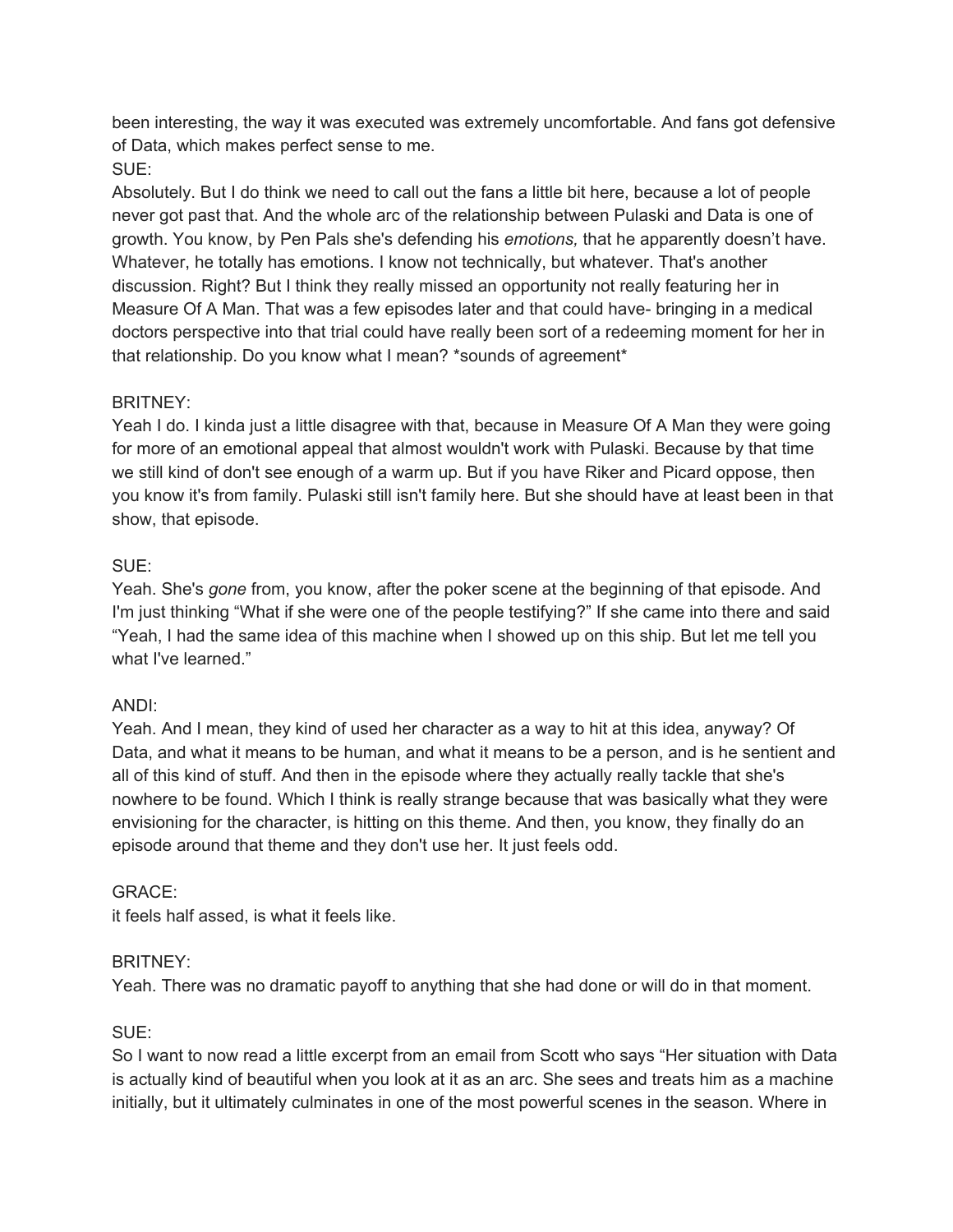been interesting, the way it was executed was extremely uncomfortable. And fans got defensive of Data, which makes perfect sense to me.

SUE:

Absolutely. But I do think we need to call out the fans a little bit here, because a lot of people never got past that. And the whole arc of the relationship between Pulaski and Data is one of growth. You know, by Pen Pals she's defending his *emotions,* that he apparently doesn't have. Whatever, he totally has emotions. I know not technically, but whatever. That's another discussion. Right? But I think they really missed an opportunity not really featuring her in Measure Of A Man. That was a few episodes later and that could have- bringing in a medical doctors perspective into that trial could have really been sort of a redeeming moment for her in that relationship. Do you know what I mean? *sounds of agreement*

BRITNEY:

Yeah I do. I kinda just a little disagree with that, because in Measure Of A Man they were going for more of an emotional appeal that almost wouldn't work with Pulaski. Because by that time we still kind of don't see enough of a warm up. But if you have Riker and Picard oppose, then you know it's from family. Pulaski still isn't family here. But she should have at least been in that show, that episode.

SUE:

Yeah. She's *gone* from, you know, after the poker scene at the beginning of that episode. And I'm just thinking "What if she were one of the people testifying?" If she came into there and said "Yeah, I had the same idea of this machine when I showed up on this ship. But let me tell you what I've learned."

ANDI:

Yeah. And I mean, they kind of used her character as a way to hit at this idea, anyway? Of Data, and what it means to be human, and what it means to be a person, and is he sentient and all of this kind of stuff. And then in the episode where they actually really tackle that she's nowhere to be found. Which I think is really strange because that was basically what they were envisioning for the character, is hitting on this theme. And then, you know, they finally do an episode around that theme and they don't use her. It just feels odd.

GRACE:

it feels half assed, is what it feels like.

BRITNEY:

Yeah. There was no dramatic payoff to anything that she had done or will do in that moment.

SUE:

So I want to now read a little excerpt from an email from Scott who says "Her situation with Data is actually kind of beautiful when you look at it as an arc. She sees and treats him as a machine initially, but it ultimately culminates in one of the most powerful scenes in the season. Where in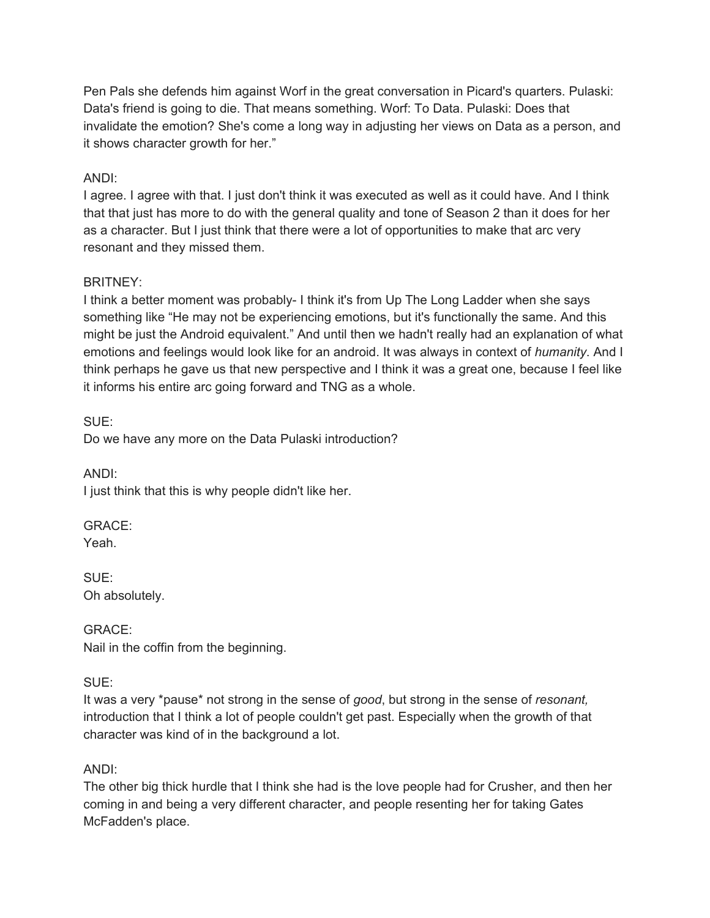Pen Pals she defends him against Worf in the great conversation in Picard's quarters. Pulaski: Data's friend is going to die. That means something. Worf: To Data. Pulaski: Does that invalidate the emotion? She's come a long way in adjusting her views on Data as a person, and it shows character growth for her."

ANDI:
I agree. I agree with that. I just don't think it was executed as well as it could have. And I think that that just has more to do with the general quality and tone of Season 2 than it does for her as a character. But I just think that there were a lot of opportunities to make that arc very resonant and they missed them.

BRITNEY:
I think a better moment was probably- I think it's from Up The Long Ladder when she says something like "He may not be experiencing emotions, but it's functionally the same. And this might be just the Android equivalent." And until then we hadn't really had an explanation of what emotions and feelings would look like for an android. It was always in context of *humanity*. And I think perhaps he gave us that new perspective and I think it was a great one, because I feel like it informs his entire arc going forward and TNG as a whole.

SUE:
Do we have any more on the Data Pulaski introduction?

ANDI:
I just think that this is why people didn't like her.

GRACE:
Yeah.

SUE:
Oh absolutely.

GRACE:
Nail in the coffin from the beginning.

SUE:
It was a very *pause* not strong in the sense of *good*, but strong in the sense of *resonant,* introduction that I think a lot of people couldn't get past. Especially when the growth of that character was kind of in the background a lot.

ANDI:
The other big thick hurdle that I think she had is the love people had for Crusher, and then her coming in and being a very different character, and people resenting her for taking Gates McFadden's place.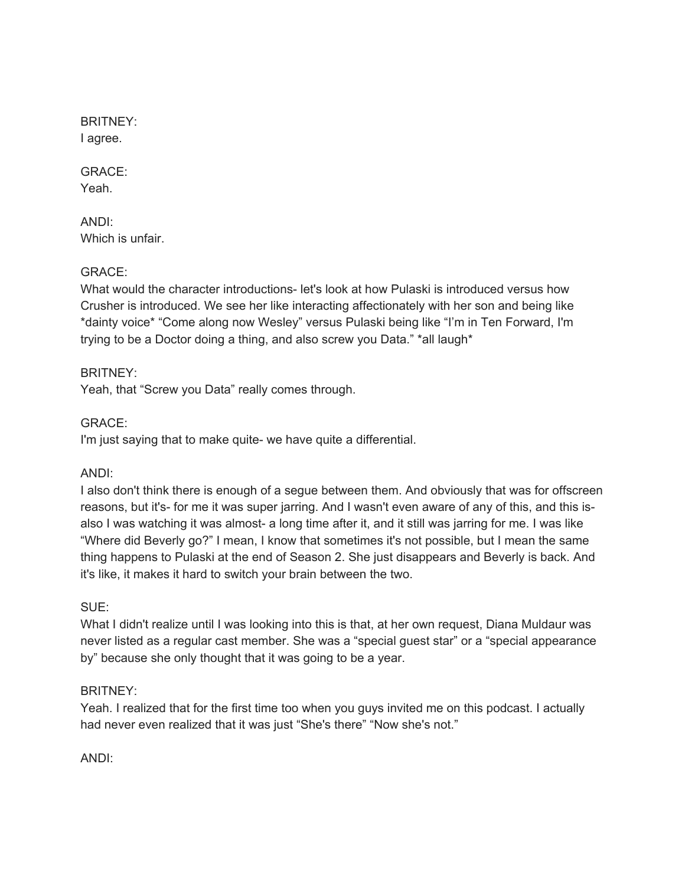BRITNEY:
I agree.

GRACE:
Yeah.

ANDI:
Which is unfair.

GRACE:
What would the character introductions- let's look at how Pulaski is introduced versus how Crusher is introduced. We see her like interacting affectionately with her son and being like *dainty voice* "Come along now Wesley" versus Pulaski being like "I'm in Ten Forward, I'm trying to be a Doctor doing a thing, and also screw you Data." *all laugh*

BRITNEY:
Yeah, that "Screw you Data" really comes through.

GRACE:
I'm just saying that to make quite- we have quite a differential.

ANDI:
I also don't think there is enough of a segue between them. And obviously that was for offscreen reasons, but it's- for me it was super jarring. And I wasn't even aware of any of this, and this is- also I was watching it was almost- a long time after it, and it still was jarring for me. I was like "Where did Beverly go?" I mean, I know that sometimes it's not possible, but I mean the same thing happens to Pulaski at the end of Season 2. She just disappears and Beverly is back. And it's like, it makes it hard to switch your brain between the two.

SUE:
What I didn't realize until I was looking into this is that, at her own request, Diana Muldaur was never listed as a regular cast member. She was a "special guest star" or a "special appearance by" because she only thought that it was going to be a year.

BRITNEY:
Yeah. I realized that for the first time too when you guys invited me on this podcast. I actually had never even realized that it was just "She's there" "Now she's not."

ANDI: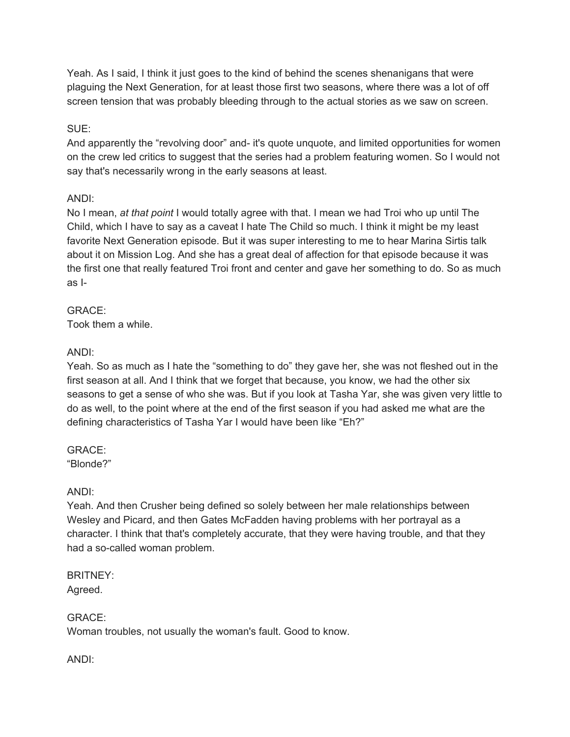Yeah. As I said, I think it just goes to the kind of behind the scenes shenanigans that were plaguing the Next Generation, for at least those first two seasons, where there was a lot of off screen tension that was probably bleeding through to the actual stories as we saw on screen.

SUE:
And apparently the "revolving door" and- it's quote unquote, and limited opportunities for women on the crew led critics to suggest that the series had a problem featuring women. So I would not say that's necessarily wrong in the early seasons at least.

ANDI:
No I mean, *at that point* I would totally agree with that. I mean we had Troi who up until The Child, which I have to say as a caveat I hate The Child so much. I think it might be my least favorite Next Generation episode. But it was super interesting to me to hear Marina Sirtis talk about it on Mission Log. And she has a great deal of affection for that episode because it was the first one that really featured Troi front and center and gave her something to do. So as much as I-

GRACE:
Took them a while.

ANDI:
Yeah. So as much as I hate the "something to do" they gave her, she was not fleshed out in the first season at all. And I think that we forget that because, you know, we had the other six seasons to get a sense of who she was. But if you look at Tasha Yar, she was given very little to do as well, to the point where at the end of the first season if you had asked me what are the defining characteristics of Tasha Yar I would have been like "Eh?"

GRACE:
"Blonde?"

ANDI:
Yeah. And then Crusher being defined so solely between her male relationships between Wesley and Picard, and then Gates McFadden having problems with her portrayal as a character. I think that that's completely accurate, that they were having trouble, and that they had a so-called woman problem.

BRITNEY:
Agreed.

GRACE:
Woman troubles, not usually the woman's fault. Good to know.

ANDI: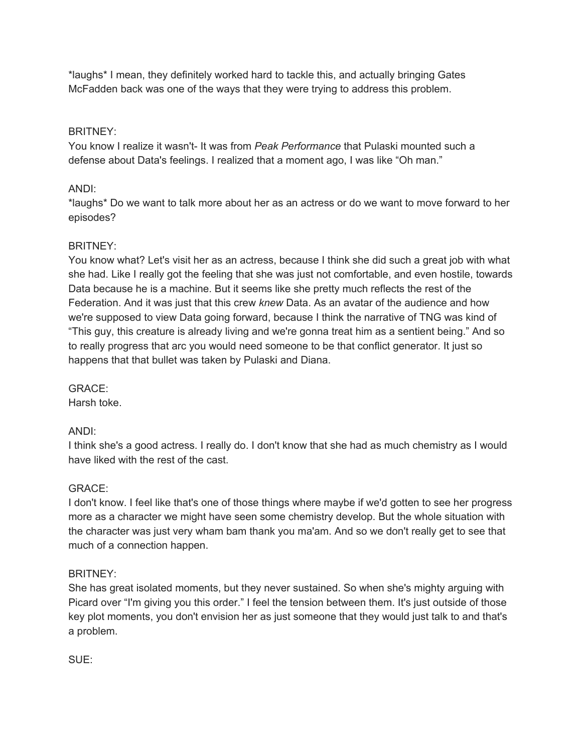*laughs* I mean, they definitely worked hard to tackle this, and actually bringing Gates McFadden back was one of the ways that they were trying to address this problem.

BRITNEY:
You know I realize it wasn't- It was from *Peak Performance* that Pulaski mounted such a defense about Data's feelings. I realized that a moment ago, I was like "Oh man."

ANDI:
*laughs* Do we want to talk more about her as an actress or do we want to move forward to her episodes?

BRITNEY:
You know what? Let's visit her as an actress, because I think she did such a great job with what she had. Like I really got the feeling that she was just not comfortable, and even hostile, towards Data because he is a machine. But it seems like she pretty much reflects the rest of the Federation. And it was just that this crew *knew* Data. As an avatar of the audience and how we're supposed to view Data going forward, because I think the narrative of TNG was kind of "This guy, this creature is already living and we're gonna treat him as a sentient being." And so to really progress that arc you would need someone to be that conflict generator. It just so happens that that bullet was taken by Pulaski and Diana.

GRACE:
Harsh toke.

ANDI:
I think she's a good actress. I really do. I don't know that she had as much chemistry as I would have liked with the rest of the cast.

GRACE:
I don't know. I feel like that's one of those things where maybe if we'd gotten to see her progress more as a character we might have seen some chemistry develop. But the whole situation with the character was just very wham bam thank you ma'am. And so we don't really get to see that much of a connection happen.

BRITNEY:
She has great isolated moments, but they never sustained. So when she's mighty arguing with Picard over "I'm giving you this order." I feel the tension between them. It's just outside of those key plot moments, you don't envision her as just someone that they would just talk to and that's a problem.

SUE: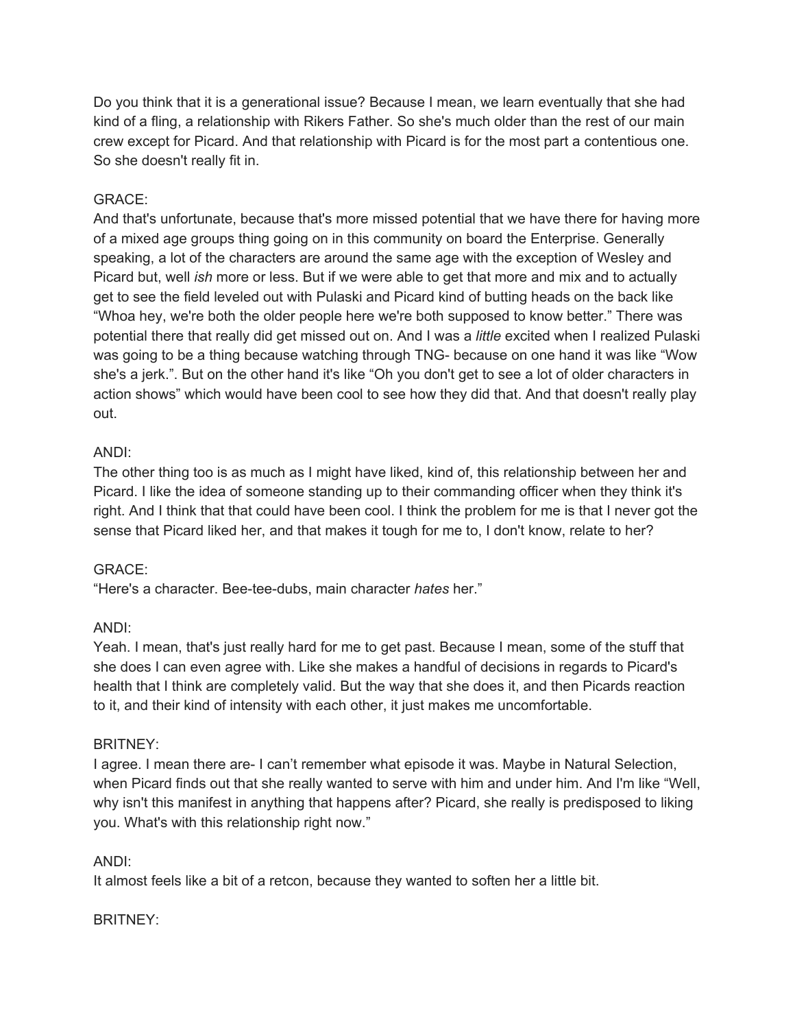Do you think that it is a generational issue? Because I mean, we learn eventually that she had kind of a fling, a relationship with Rikers Father. So she's much older than the rest of our main crew except for Picard. And that relationship with Picard is for the most part a contentious one. So she doesn't really fit in.

GRACE:
And that's unfortunate, because that's more missed potential that we have there for having more of a mixed age groups thing going on in this community on board the Enterprise. Generally speaking, a lot of the characters are around the same age with the exception of Wesley and Picard but, well *ish* more or less. But if we were able to get that more and mix and to actually get to see the field leveled out with Pulaski and Picard kind of butting heads on the back like "Whoa hey, we're both the older people here we're both supposed to know better." There was potential there that really did get missed out on. And I was a *little* excited when I realized Pulaski was going to be a thing because watching through TNG- because on one hand it was like "Wow she's a jerk.". But on the other hand it's like "Oh you don't get to see a lot of older characters in action shows" which would have been cool to see how they did that. And that doesn't really play out.

ANDI:
The other thing too is as much as I might have liked, kind of, this relationship between her and Picard. I like the idea of someone standing up to their commanding officer when they think it's right. And I think that that could have been cool. I think the problem for me is that I never got the sense that Picard liked her, and that makes it tough for me to, I don't know, relate to her?

GRACE:
"Here's a character. Bee-tee-dubs, main character *hates* her."

ANDI:
Yeah. I mean, that's just really hard for me to get past. Because I mean, some of the stuff that she does I can even agree with. Like she makes a handful of decisions in regards to Picard's health that I think are completely valid. But the way that she does it, and then Picards reaction to it, and their kind of intensity with each other, it just makes me uncomfortable.

BRITNEY:
I agree. I mean there are- I can't remember what episode it was. Maybe in Natural Selection, when Picard finds out that she really wanted to serve with him and under him. And I'm like "Well, why isn't this manifest in anything that happens after? Picard, she really is predisposed to liking you. What's with this relationship right now."

ANDI:
It almost feels like a bit of a retcon, because they wanted to soften her a little bit.

BRITNEY: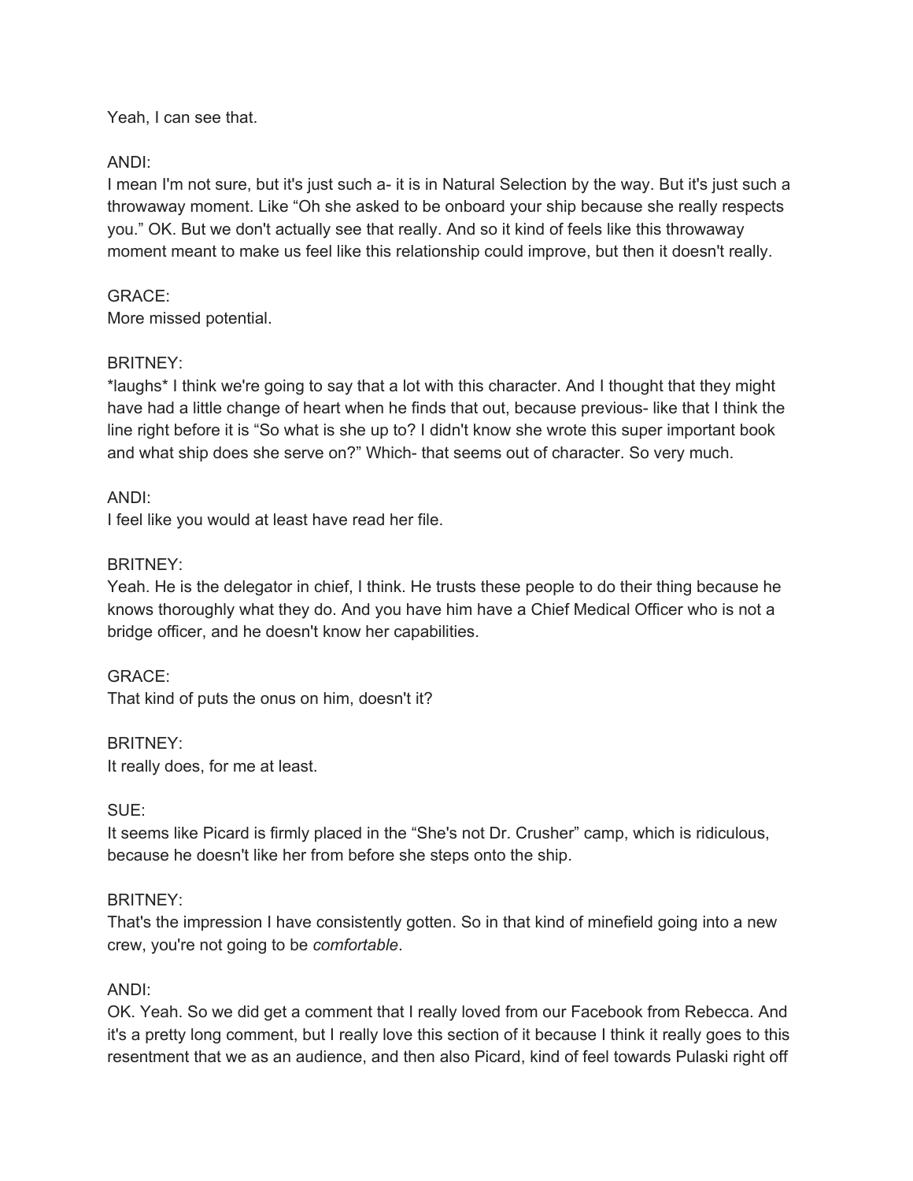Yeah, I can see that.

ANDI:
I mean I'm not sure, but it's just such a- it is in Natural Selection by the way. But it's just such a throwaway moment. Like “Oh she asked to be onboard your ship because she really respects you.” OK. But we don't actually see that really. And so it kind of feels like this throwaway moment meant to make us feel like this relationship could improve, but then it doesn't really.

GRACE:
More missed potential.

BRITNEY:
*laughs* I think we're going to say that a lot with this character. And I thought that they might have had a little change of heart when he finds that out, because previous- like that I think the line right before it is “So what is she up to? I didn't know she wrote this super important book and what ship does she serve on?” Which- that seems out of character. So very much.

ANDI:
I feel like you would at least have read her file.

BRITNEY:
Yeah. He is the delegator in chief, I think. He trusts these people to do their thing because he knows thoroughly what they do. And you have him have a Chief Medical Officer who is not a bridge officer, and he doesn't know her capabilities.

GRACE:
That kind of puts the onus on him, doesn't it?

BRITNEY:
It really does, for me at least.

SUE:
It seems like Picard is firmly placed in the “She's not Dr. Crusher” camp, which is ridiculous, because he doesn't like her from before she steps onto the ship.

BRITNEY:
That's the impression I have consistently gotten. So in that kind of minefield going into a new crew, you're not going to be *comfortable*.

ANDI:
OK. Yeah. So we did get a comment that I really loved from our Facebook from Rebecca. And it's a pretty long comment, but I really love this section of it because I think it really goes to this resentment that we as an audience, and then also Picard, kind of feel towards Pulaski right off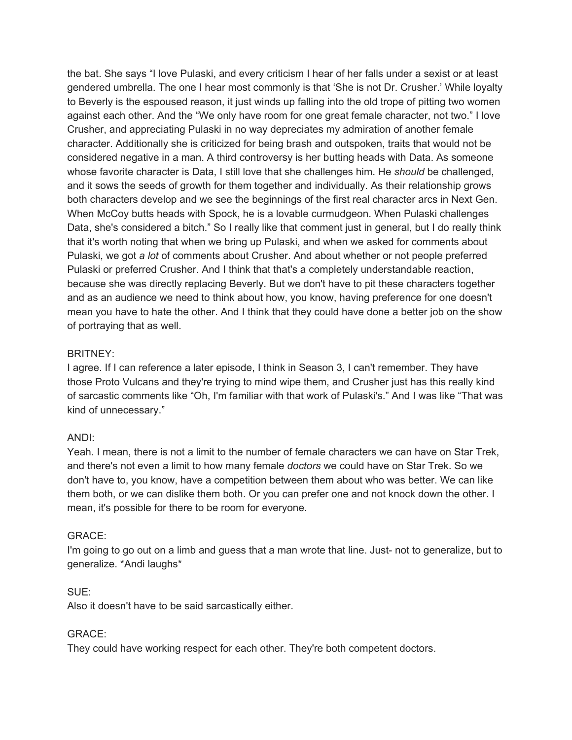the bat. She says "I love Pulaski, and every criticism I hear of her falls under a sexist or at least gendered umbrella. The one I hear most commonly is that 'She is not Dr. Crusher.' While loyalty to Beverly is the espoused reason, it just winds up falling into the old trope of pitting two women against each other. And the "We only have room for one great female character, not two." I love Crusher, and appreciating Pulaski in no way depreciates my admiration of another female character. Additionally she is criticized for being brash and outspoken, traits that would not be considered negative in a man. A third controversy is her butting heads with Data. As someone whose favorite character is Data, I still love that she challenges him. He *should* be challenged, and it sows the seeds of growth for them together and individually. As their relationship grows both characters develop and we see the beginnings of the first real character arcs in Next Gen. When McCoy butts heads with Spock, he is a lovable curmudgeon. When Pulaski challenges Data, she's considered a bitch." So I really like that comment just in general, but I do really think that it's worth noting that when we bring up Pulaski, and when we asked for comments about Pulaski, we got *a lot* of comments about Crusher. And about whether or not people preferred Pulaski or preferred Crusher. And I think that that's a completely understandable reaction, because she was directly replacing Beverly. But we don't have to pit these characters together and as an audience we need to think about how, you know, having preference for one doesn't mean you have to hate the other. And I think that they could have done a better job on the show of portraying that as well.

BRITNEY:
I agree. If I can reference a later episode, I think in Season 3, I can't remember. They have those Proto Vulcans and they're trying to mind wipe them, and Crusher just has this really kind of sarcastic comments like "Oh, I'm familiar with that work of Pulaski's." And I was like "That was kind of unnecessary."

ANDI:
Yeah. I mean, there is not a limit to the number of female characters we can have on Star Trek, and there's not even a limit to how many female *doctors* we could have on Star Trek. So we don't have to, you know, have a competition between them about who was better. We can like them both, or we can dislike them both. Or you can prefer one and not knock down the other. I mean, it's possible for there to be room for everyone.

GRACE:
I'm going to go out on a limb and guess that a man wrote that line. Just- not to generalize, but to generalize. *Andi laughs*

SUE:
Also it doesn't have to be said sarcastically either.

GRACE:
They could have working respect for each other. They're both competent doctors.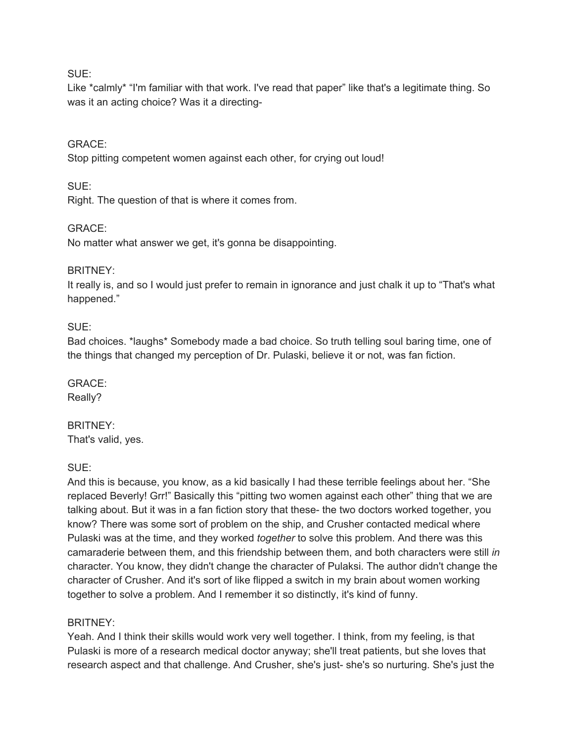SUE:
Like *calmly* “I'm familiar with that work. I've read that paper” like that's a legitimate thing. So was it an acting choice? Was it a directing-

GRACE:
Stop pitting competent women against each other, for crying out loud!

SUE:
Right. The question of that is where it comes from.

GRACE:
No matter what answer we get, it's gonna be disappointing.

BRITNEY:
It really is, and so I would just prefer to remain in ignorance and just chalk it up to “That's what happened.”

SUE:
Bad choices. *laughs* Somebody made a bad choice. So truth telling soul baring time, one of the things that changed my perception of Dr. Pulaski, believe it or not, was fan fiction.

GRACE:
Really?

BRITNEY:
That's valid, yes.

SUE:
And this is because, you know, as a kid basically I had these terrible feelings about her. “She replaced Beverly! Grr!” Basically this “pitting two women against each other” thing that we are talking about. But it was in a fan fiction story that these- the two doctors worked together, you know? There was some sort of problem on the ship, and Crusher contacted medical where Pulaski was at the time, and they worked *together* to solve this problem. And there was this camaraderie between them, and this friendship between them, and both characters were still *in* character. You know, they didn't change the character of Pulaksi. The author didn't change the character of Crusher. And it's sort of like flipped a switch in my brain about women working together to solve a problem. And I remember it so distinctly, it's kind of funny.

BRITNEY:
Yeah. And I think their skills would work very well together. I think, from my feeling, is that Pulaski is more of a research medical doctor anyway; she'll treat patients, but she loves that research aspect and that challenge. And Crusher, she's just- she's so nurturing. She's just the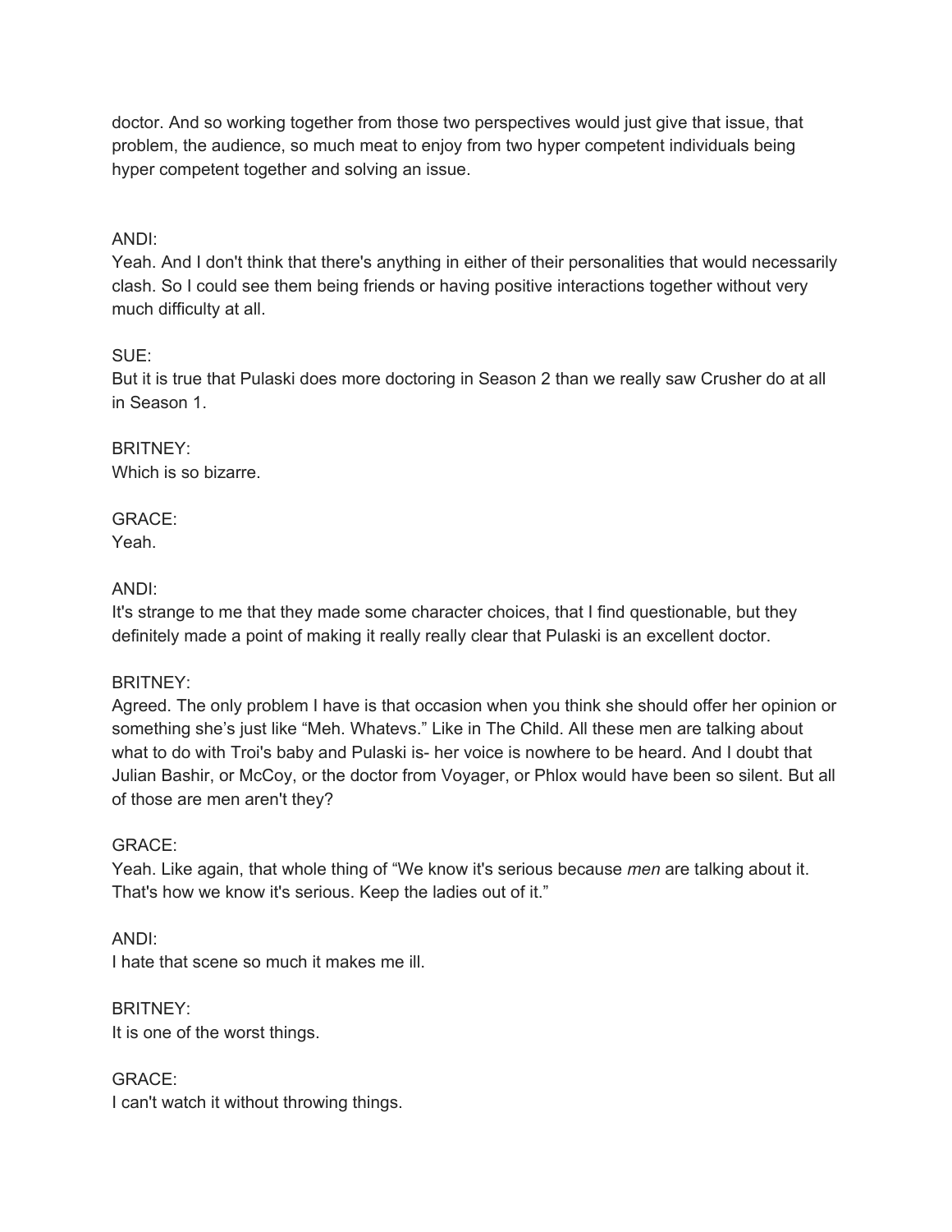doctor. And so working together from those two perspectives would just give that issue, that problem, the audience, so much meat to enjoy from two hyper competent individuals being hyper competent together and solving an issue.

ANDI:
Yeah. And I don't think that there's anything in either of their personalities that would necessarily clash. So I could see them being friends or having positive interactions together without very much difficulty at all.

SUE:
But it is true that Pulaski does more doctoring in Season 2 than we really saw Crusher do at all in Season 1.

BRITNEY:
Which is so bizarre.

GRACE:
Yeah.

ANDI:
It's strange to me that they made some character choices, that I find questionable, but they definitely made a point of making it really really clear that Pulaski is an excellent doctor.

BRITNEY:
Agreed. The only problem I have is that occasion when you think she should offer her opinion or something she's just like "Meh. Whatevs." Like in The Child. All these men are talking about what to do with Troi's baby and Pulaski is- her voice is nowhere to be heard. And I doubt that Julian Bashir, or McCoy, or the doctor from Voyager, or Phlox would have been so silent. But all of those are men aren't they?

GRACE:
Yeah. Like again, that whole thing of "We know it's serious because *men* are talking about it. That's how we know it's serious. Keep the ladies out of it."

ANDI:
I hate that scene so much it makes me ill.

BRITNEY:
It is one of the worst things.

GRACE:
I can't watch it without throwing things.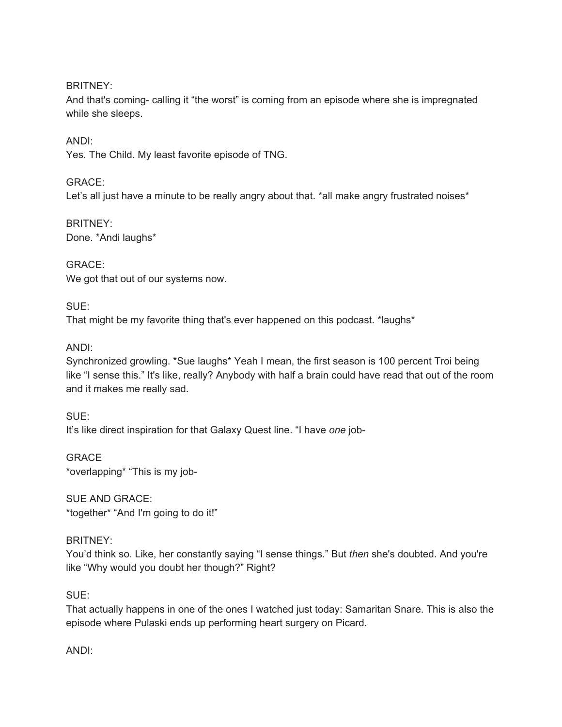BRITNEY:
And that's coming- calling it “the worst” is coming from an episode where she is impregnated while she sleeps.

ANDI:
Yes. The Child. My least favorite episode of TNG.

GRACE:
Let’s all just have a minute to be really angry about that. *all make angry frustrated noises*

BRITNEY:
Done. *Andi laughs*

GRACE:
We got that out of our systems now.

SUE:
That might be my favorite thing that's ever happened on this podcast. *laughs*

ANDI:
Synchronized growling. *Sue laughs* Yeah I mean, the first season is 100 percent Troi being like “I sense this.” It's like, really? Anybody with half a brain could have read that out of the room and it makes me really sad.

SUE:
It’s like direct inspiration for that Galaxy Quest line. “I have *one* job-

GRACE
*overlapping* “This is my job-

SUE AND GRACE:
*together* “And I'm going to do it!”

BRITNEY:
You’d think so. Like, her constantly saying “I sense things.” But *then* she's doubted. And you're like “Why would you doubt her though?” Right?

SUE:
That actually happens in one of the ones I watched just today: Samaritan Snare. This is also the episode where Pulaski ends up performing heart surgery on Picard.

ANDI: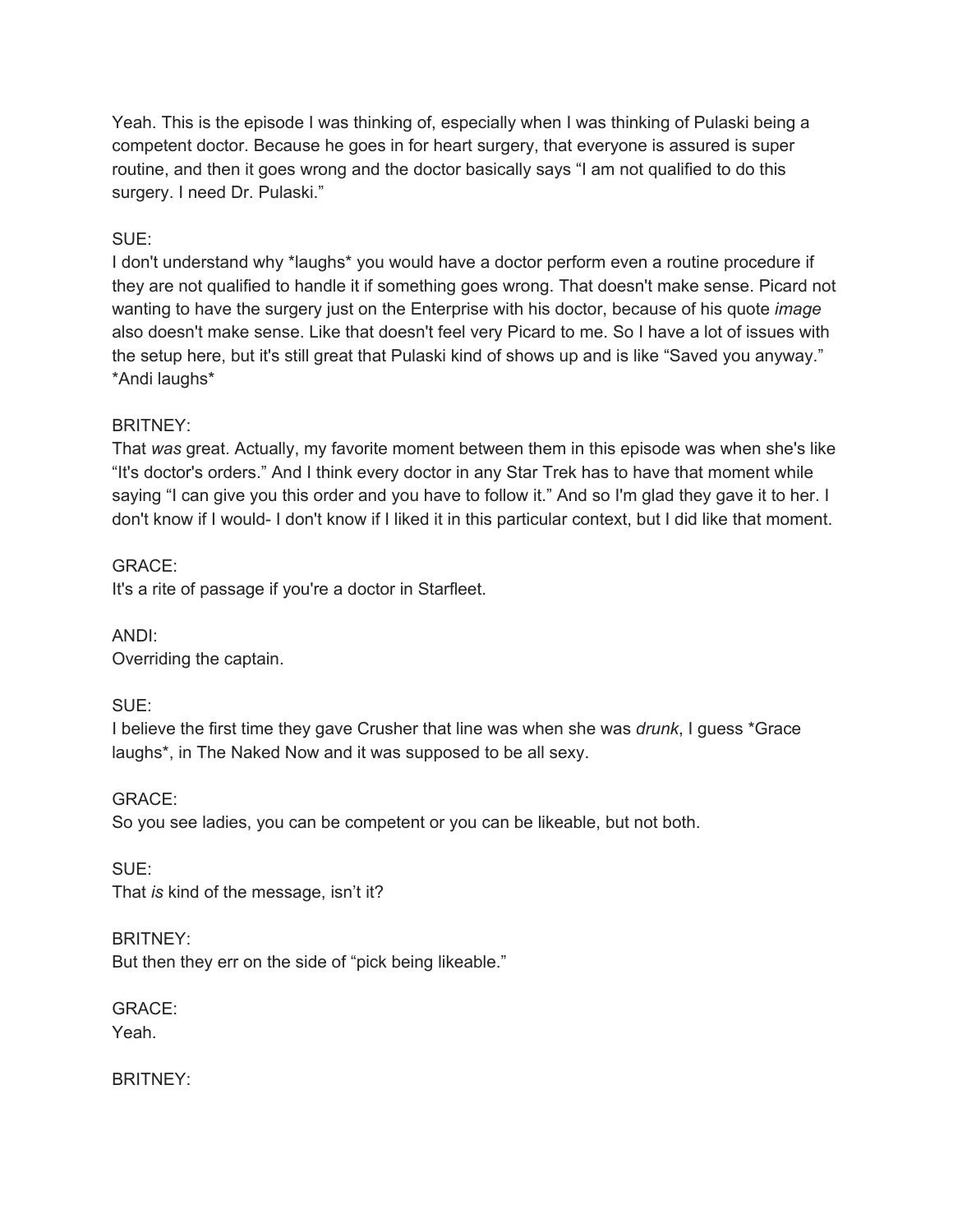Yeah. This is the episode I was thinking of, especially when I was thinking of Pulaski being a competent doctor. Because he goes in for heart surgery, that everyone is assured is super routine, and then it goes wrong and the doctor basically says "I am not qualified to do this surgery. I need Dr. Pulaski."

SUE:
I don't understand why *laughs* you would have a doctor perform even a routine procedure if they are not qualified to handle it if something goes wrong. That doesn't make sense. Picard not wanting to have the surgery just on the Enterprise with his doctor, because of his quote *image* also doesn't make sense. Like that doesn't feel very Picard to me. So I have a lot of issues with the setup here, but it's still great that Pulaski kind of shows up and is like "Saved you anyway." *Andi laughs*

BRITNEY:
That *was* great. Actually, my favorite moment between them in this episode was when she's like "It's doctor's orders." And I think every doctor in any Star Trek has to have that moment while saying "I can give you this order and you have to follow it." And so I'm glad they gave it to her. I don't know if I would- I don't know if I liked it in this particular context, but I did like that moment.

GRACE:
It's a rite of passage if you're a doctor in Starfleet.

ANDI:
Overriding the captain.

SUE:
I believe the first time they gave Crusher that line was when she was *drunk*, I guess *Grace laughs*, in The Naked Now and it was supposed to be all sexy.

GRACE:
So you see ladies, you can be competent or you can be likeable, but not both.

SUE:
That *is* kind of the message, isn't it?

BRITNEY:
But then they err on the side of "pick being likeable."

GRACE:
Yeah.

BRITNEY: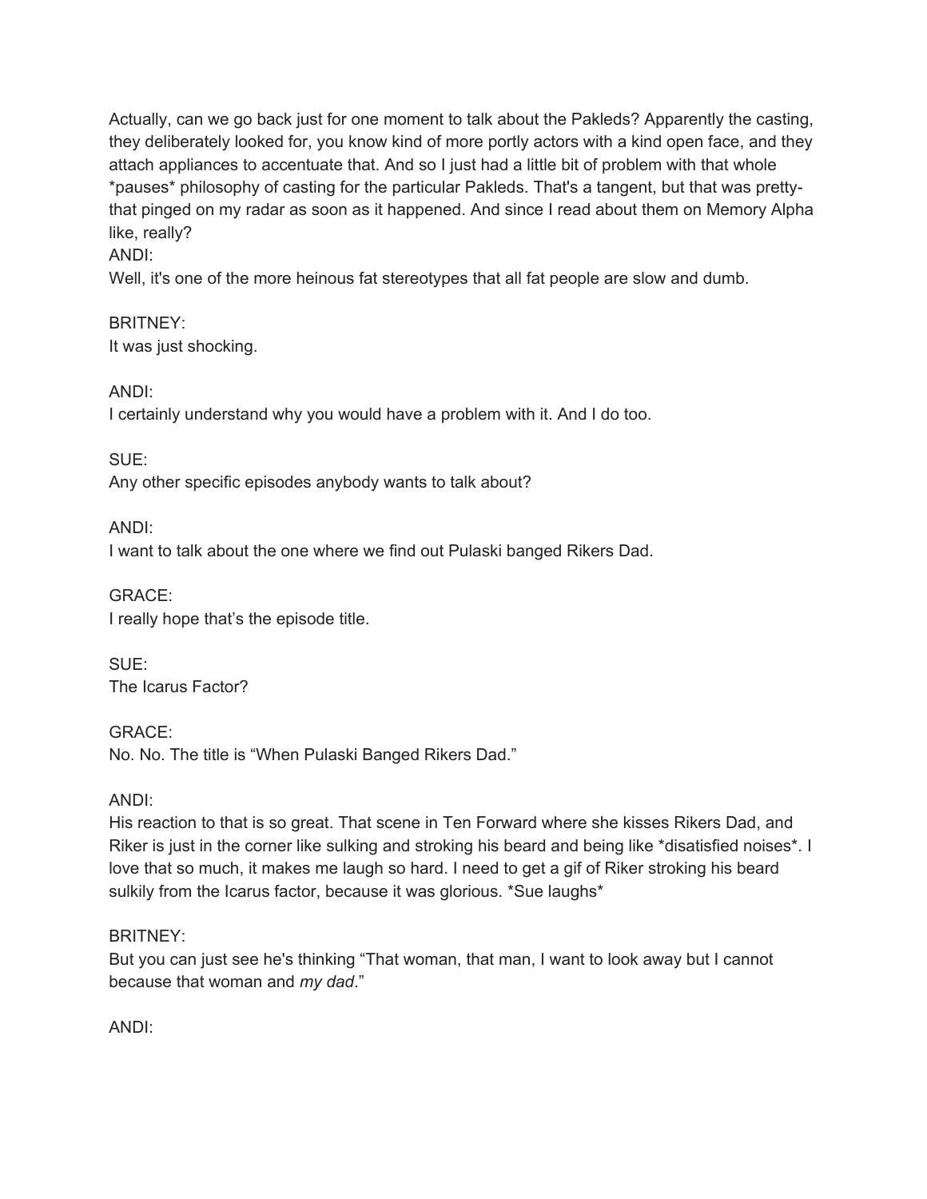Actually, can we go back just for one moment to talk about the Pakleds? Apparently the casting, they deliberately looked for, you know kind of more portly actors with a kind open face, and they attach appliances to accentuate that. And so I just had a little bit of problem with that whole *pauses* philosophy of casting for the particular Pakleds. That's a tangent, but that was pretty- that pinged on my radar as soon as it happened. And since I read about them on Memory Alpha like, really?

ANDI:
Well, it's one of the more heinous fat stereotypes that all fat people are slow and dumb.

BRITNEY:
It was just shocking.

ANDI:
I certainly understand why you would have a problem with it. And I do too.

SUE:
Any other specific episodes anybody wants to talk about?

ANDI:
I want to talk about the one where we find out Pulaski banged Rikers Dad.

GRACE:
I really hope that's the episode title.

SUE:
The Icarus Factor?

GRACE:
No. No. The title is "When Pulaski Banged Rikers Dad."

ANDI:
His reaction to that is so great. That scene in Ten Forward where she kisses Rikers Dad, and Riker is just in the corner like sulking and stroking his beard and being like *disatisfied noises*. I love that so much, it makes me laugh so hard. I need to get a gif of Riker stroking his beard sulkily from the Icarus factor, because it was glorious. *Sue laughs*

BRITNEY:
But you can just see he's thinking "That woman, that man, I want to look away but I cannot because that woman and *my dad*."

ANDI: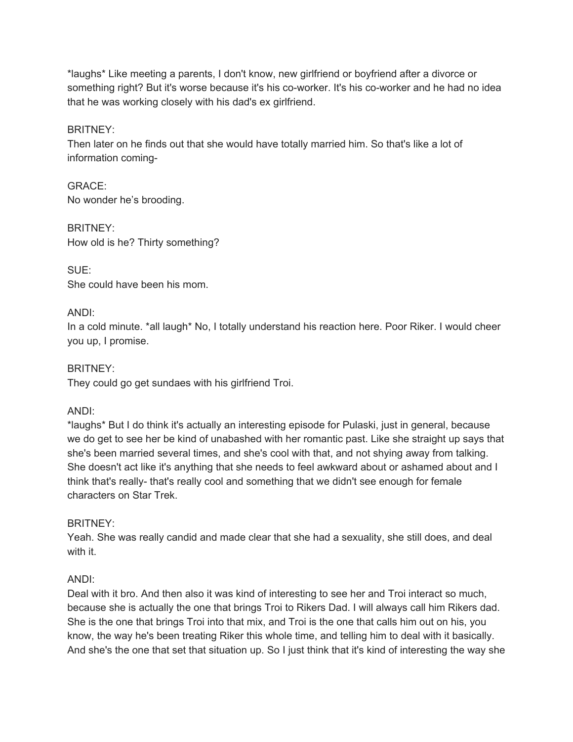*laughs* Like meeting a parents, I don't know, new girlfriend or boyfriend after a divorce or something right? But it's worse because it's his co-worker. It's his co-worker and he had no idea that he was working closely with his dad's ex girlfriend.

BRITNEY:
Then later on he finds out that she would have totally married him. So that's like a lot of information coming-

GRACE:
No wonder he's brooding.

BRITNEY:
How old is he? Thirty something?

SUE:
She could have been his mom.

ANDI:
In a cold minute. *all laugh* No, I totally understand his reaction here. Poor Riker. I would cheer you up, I promise.

BRITNEY:
They could go get sundaes with his girlfriend Troi.

ANDI:
*laughs* But I do think it's actually an interesting episode for Pulaski, just in general, because we do get to see her be kind of unabashed with her romantic past. Like she straight up says that she's been married several times, and she's cool with that, and not shying away from talking. She doesn't act like it's anything that she needs to feel awkward about or ashamed about and I think that's really- that's really cool and something that we didn't see enough for female characters on Star Trek.

BRITNEY:
Yeah. She was really candid and made clear that she had a sexuality, she still does, and deal with it.

ANDI:
Deal with it bro. And then also it was kind of interesting to see her and Troi interact so much, because she is actually the one that brings Troi to Rikers Dad. I will always call him Rikers dad. She is the one that brings Troi into that mix, and Troi is the one that calls him out on his, you know, the way he's been treating Riker this whole time, and telling him to deal with it basically. And she's the one that set that situation up. So I just think that it's kind of interesting the way she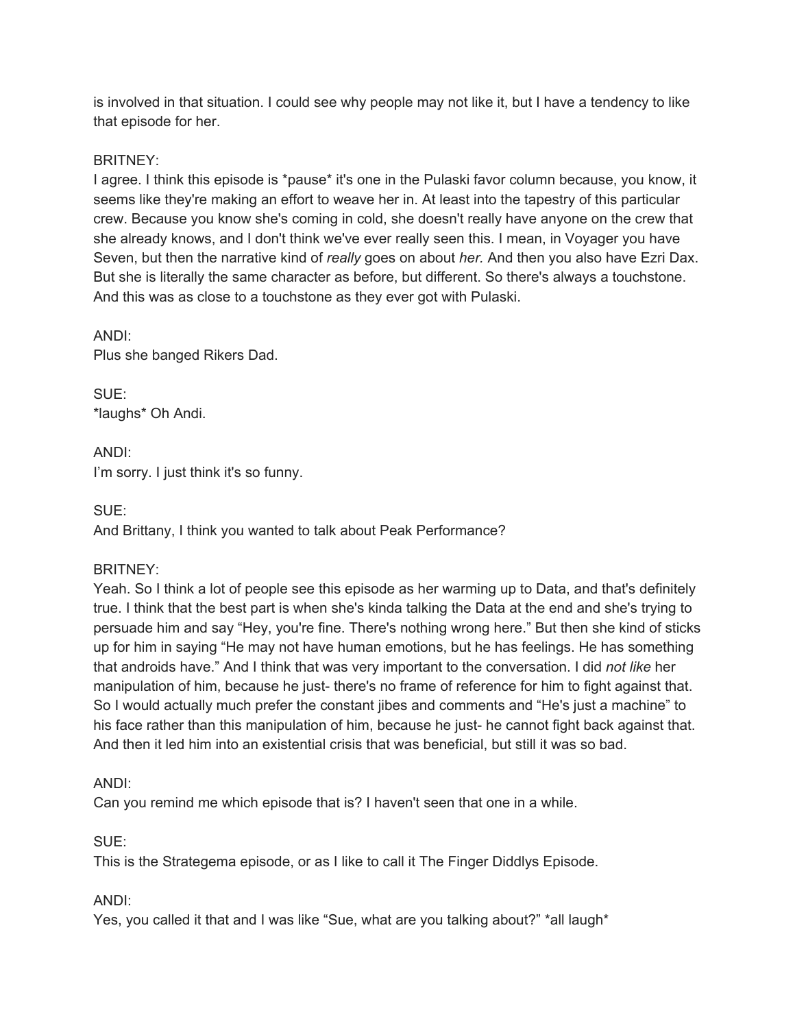is involved in that situation. I could see why people may not like it, but I have a tendency to like that episode for her.

BRITNEY:
I agree. I think this episode is *pause* it's one in the Pulaski favor column because, you know, it seems like they're making an effort to weave her in. At least into the tapestry of this particular crew. Because you know she's coming in cold, she doesn't really have anyone on the crew that she already knows, and I don't think we've ever really seen this. I mean, in Voyager you have Seven, but then the narrative kind of *really* goes on about *her.* And then you also have Ezri Dax. But she is literally the same character as before, but different. So there's always a touchstone. And this was as close to a touchstone as they ever got with Pulaski.

ANDI:
Plus she banged Rikers Dad.

SUE:
*laughs* Oh Andi.

ANDI:
I'm sorry. I just think it's so funny.

SUE:
And Brittany, I think you wanted to talk about Peak Performance?

BRITNEY:
Yeah. So I think a lot of people see this episode as her warming up to Data, and that's definitely true. I think that the best part is when she's kinda talking the Data at the end and she's trying to persuade him and say "Hey, you're fine. There's nothing wrong here." But then she kind of sticks up for him in saying "He may not have human emotions, but he has feelings. He has something that androids have." And I think that was very important to the conversation. I did *not like* her manipulation of him, because he just- there's no frame of reference for him to fight against that. So I would actually much prefer the constant jibes and comments and "He's just a machine" to his face rather than this manipulation of him, because he just- he cannot fight back against that. And then it led him into an existential crisis that was beneficial, but still it was so bad.

ANDI:
Can you remind me which episode that is? I haven't seen that one in a while.

SUE:
This is the Strategema episode, or as I like to call it The Finger Diddlys Episode.

ANDI:
Yes, you called it that and I was like "Sue, what are you talking about?" *all laugh*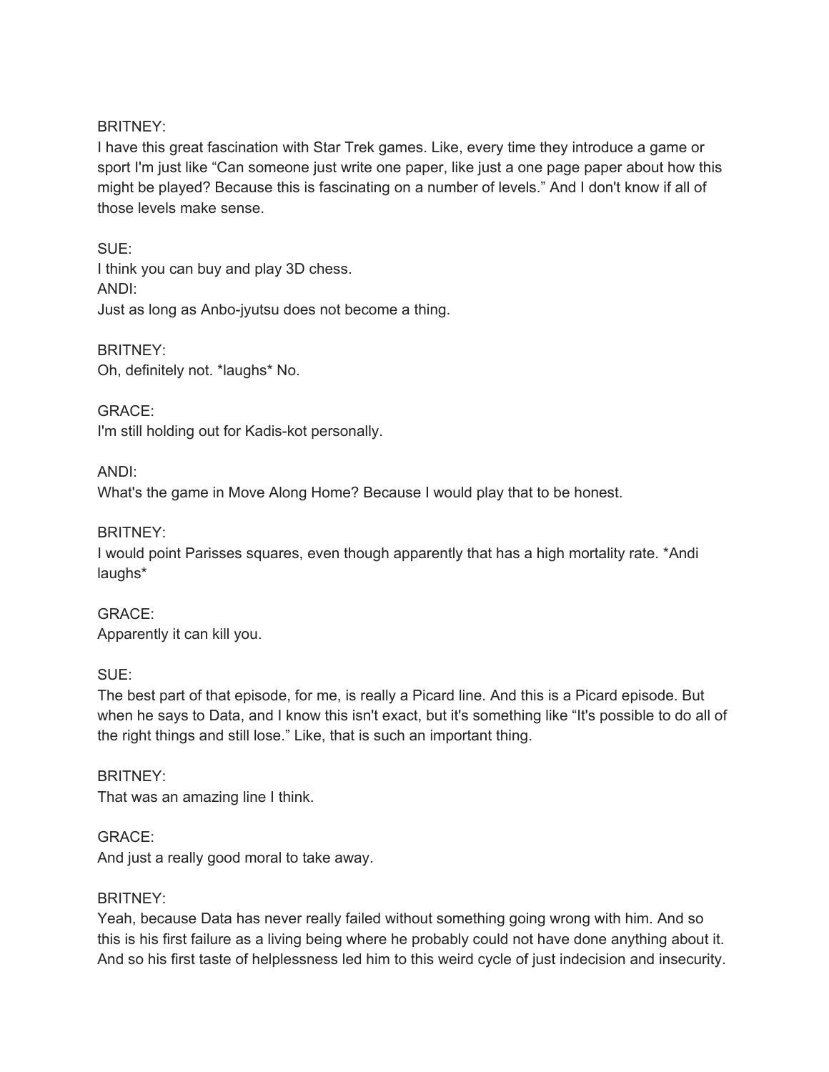BRITNEY:
I have this great fascination with Star Trek games. Like, every time they introduce a game or sport I'm just like "Can someone just write one paper, like just a one page paper about how this might be played? Because this is fascinating on a number of levels." And I don't know if all of those levels make sense.

SUE:
I think you can buy and play 3D chess.
ANDI:
Just as long as Anbo-jyutsu does not become a thing.

BRITNEY:
Oh, definitely not. *laughs* No.

GRACE:
I'm still holding out for Kadis-kot personally.

ANDI:
What's the game in Move Along Home? Because I would play that to be honest.

BRITNEY:
I would point Parisses squares, even though apparently that has a high mortality rate. *Andi laughs*

GRACE:
Apparently it can kill you.

SUE:
The best part of that episode, for me, is really a Picard line. And this is a Picard episode. But when he says to Data, and I know this isn't exact, but it's something like "It's possible to do all of the right things and still lose." Like, that is such an important thing.

BRITNEY:
That was an amazing line I think.

GRACE:
And just a really good moral to take away.

BRITNEY:
Yeah, because Data has never really failed without something going wrong with him. And so this is his first failure as a living being where he probably could not have done anything about it. And so his first taste of helplessness led him to this weird cycle of just indecision and insecurity.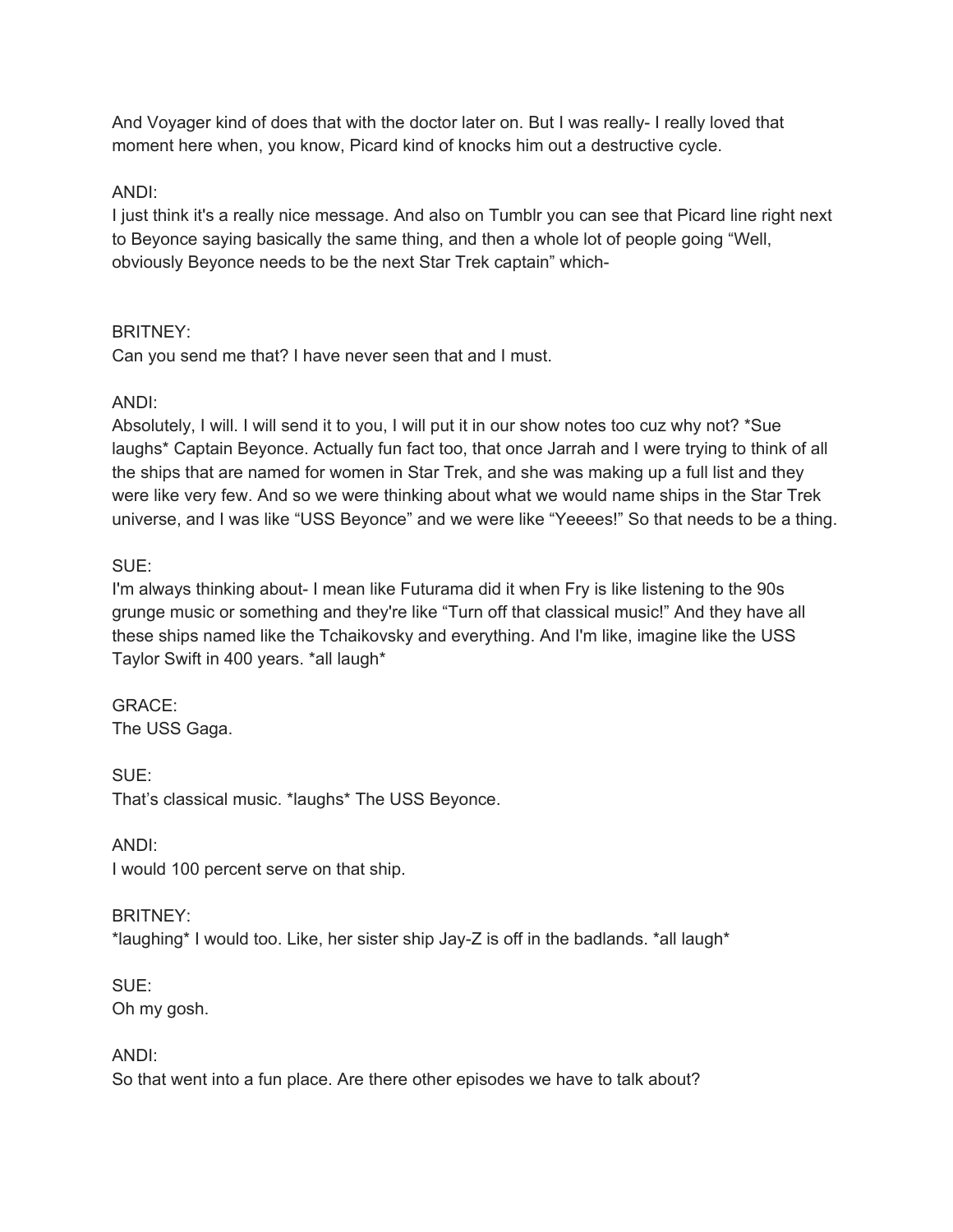And Voyager kind of does that with the doctor later on. But I was really- I really loved that moment here when, you know, Picard kind of knocks him out a destructive cycle.

ANDI:
I just think it's a really nice message. And also on Tumblr you can see that Picard line right next to Beyonce saying basically the same thing, and then a whole lot of people going “Well, obviously Beyonce needs to be the next Star Trek captain” which-

BRITNEY:
Can you send me that? I have never seen that and I must.

ANDI:
Absolutely, I will. I will send it to you, I will put it in our show notes too cuz why not? *Sue laughs* Captain Beyonce. Actually fun fact too, that once Jarrah and I were trying to think of all the ships that are named for women in Star Trek, and she was making up a full list and they were like very few. And so we were thinking about what we would name ships in the Star Trek universe, and I was like “USS Beyonce” and we were like “Yeeees!” So that needs to be a thing.

SUE:
I'm always thinking about- I mean like Futurama did it when Fry is like listening to the 90s grunge music or something and they're like “Turn off that classical music!” And they have all these ships named like the Tchaikovsky and everything. And I'm like, imagine like the USS Taylor Swift in 400 years. *all laugh*

GRACE:
The USS Gaga.

SUE:
That’s classical music. *laughs* The USS Beyonce.

ANDI:
I would 100 percent serve on that ship.

BRITNEY:
*laughing* I would too. Like, her sister ship Jay-Z is off in the badlands. *all laugh*

SUE:
Oh my gosh.

ANDI:
So that went into a fun place. Are there other episodes we have to talk about?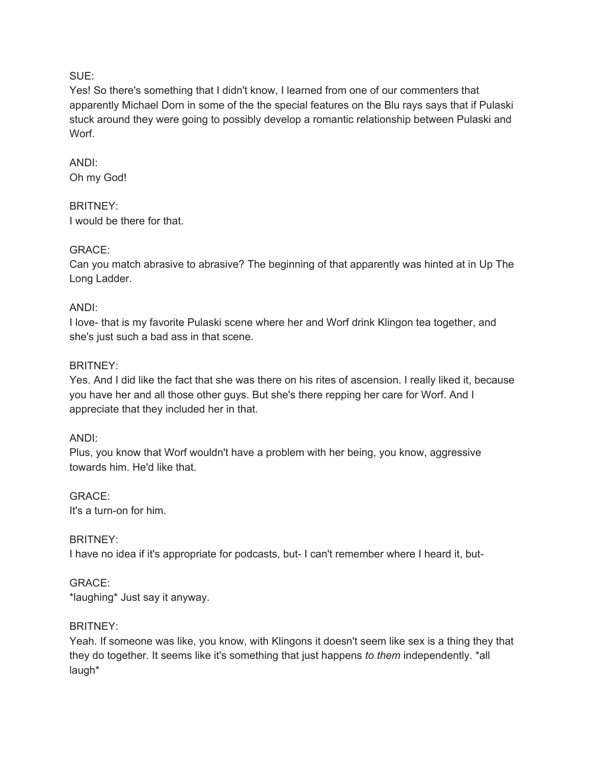SUE:
Yes! So there's something that I didn't know, I learned from one of our commenters that apparently Michael Dorn in some of the the special features on the Blu rays says that if Pulaski stuck around they were going to possibly develop a romantic relationship between Pulaski and Worf.

ANDI:
Oh my God!

BRITNEY:
I would be there for that.

GRACE:
Can you match abrasive to abrasive? The beginning of that apparently was hinted at in Up The Long Ladder.

ANDI:
I love- that is my favorite Pulaski scene where her and Worf drink Klingon tea together, and she's just such a bad ass in that scene.

BRITNEY:
Yes. And I did like the fact that she was there on his rites of ascension. I really liked it, because you have her and all those other guys. But she's there repping her care for Worf. And I appreciate that they included her in that.

ANDI:
Plus, you know that Worf wouldn't have a problem with her being, you know, aggressive towards him. He'd like that.

GRACE:
It's a turn-on for him.

BRITNEY:
I have no idea if it's appropriate for podcasts, but- I can't remember where I heard it, but-

GRACE:
*laughing* Just say it anyway.

BRITNEY:
Yeah. If someone was like, you know, with Klingons it doesn't seem like sex is a thing they that they do together. It seems like it's something that just happens *to them* independently. *all laugh*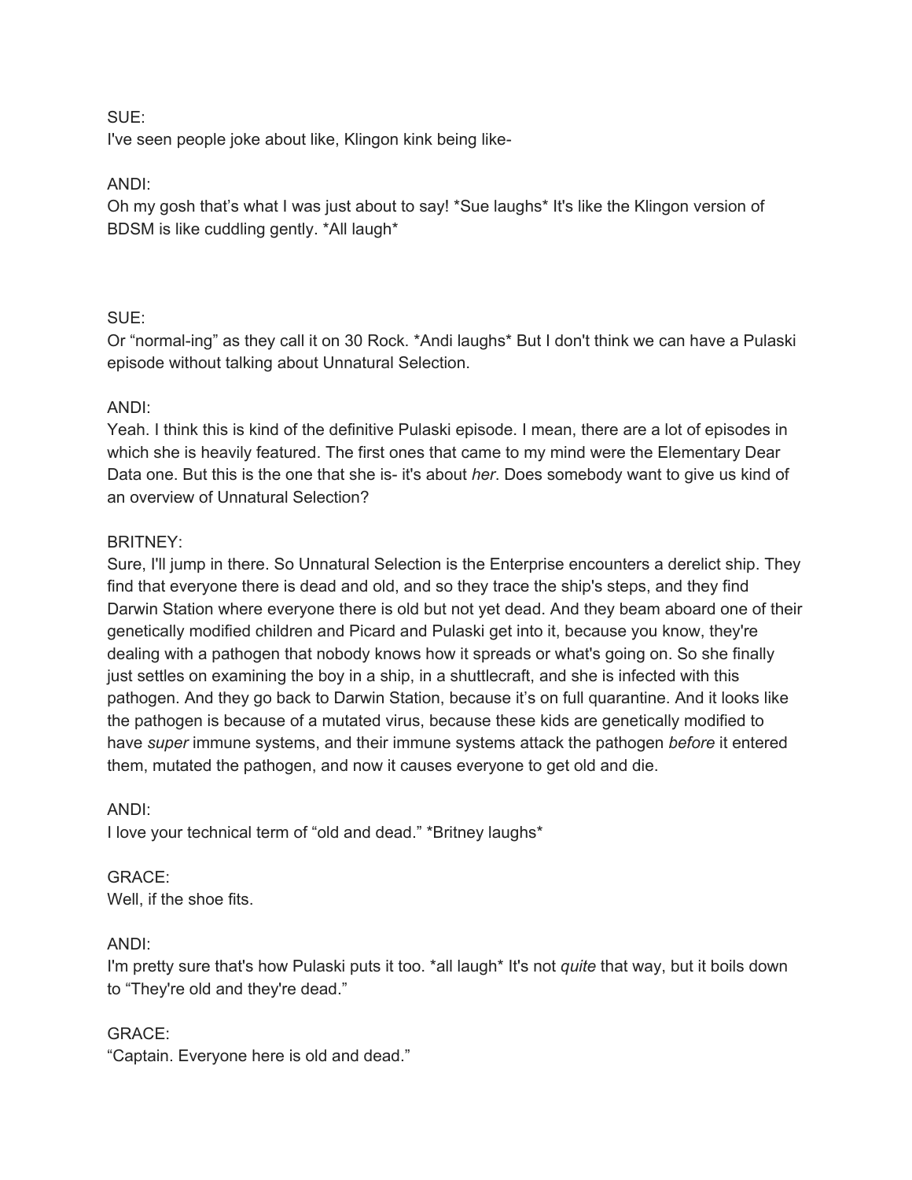SUE:
I've seen people joke about like, Klingon kink being like-

ANDI:
Oh my gosh that's what I was just about to say! *Sue laughs* It's like the Klingon version of BDSM is like cuddling gently. *All laugh*

SUE:
Or "normal-ing" as they call it on 30 Rock. *Andi laughs* But I don't think we can have a Pulaski episode without talking about Unnatural Selection.

ANDI:
Yeah. I think this is kind of the definitive Pulaski episode. I mean, there are a lot of episodes in which she is heavily featured. The first ones that came to my mind were the Elementary Dear Data one. But this is the one that she is- it's about *her*. Does somebody want to give us kind of an overview of Unnatural Selection?

BRITNEY:
Sure, I'll jump in there. So Unnatural Selection is the Enterprise encounters a derelict ship. They find that everyone there is dead and old, and so they trace the ship's steps, and they find Darwin Station where everyone there is old but not yet dead. And they beam aboard one of their genetically modified children and Picard and Pulaski get into it, because you know, they're dealing with a pathogen that nobody knows how it spreads or what's going on. So she finally just settles on examining the boy in a ship, in a shuttlecraft, and she is infected with this pathogen. And they go back to Darwin Station, because it's on full quarantine. And it looks like the pathogen is because of a mutated virus, because these kids are genetically modified to have *super* immune systems, and their immune systems attack the pathogen *before* it entered them, mutated the pathogen, and now it causes everyone to get old and die.

ANDI:
I love your technical term of "old and dead." *Britney laughs*

GRACE:
Well, if the shoe fits.

ANDI:
I'm pretty sure that's how Pulaski puts it too. *all laugh* It's not *quite* that way, but it boils down to "They're old and they're dead."

GRACE:
"Captain. Everyone here is old and dead."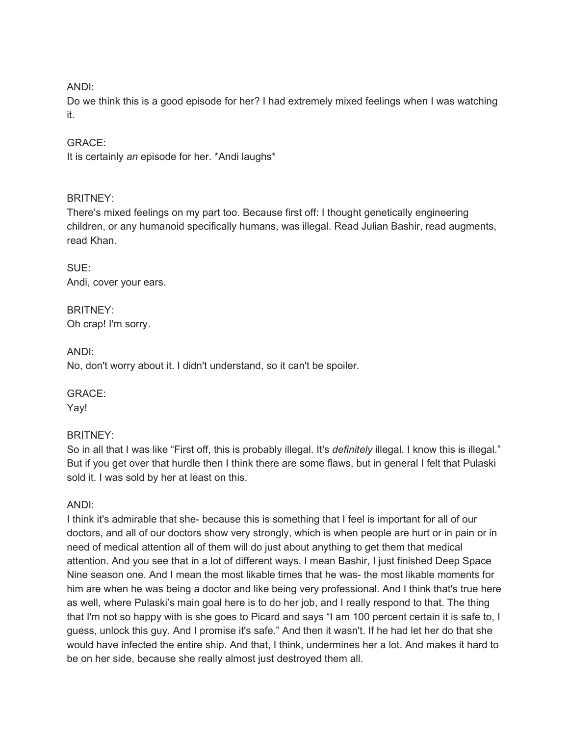ANDI:
Do we think this is a good episode for her? I had extremely mixed feelings when I was watching it.

GRACE:
It is certainly *an* episode for her. *Andi laughs*

BRITNEY:
There's mixed feelings on my part too. Because first off: I thought genetically engineering children, or any humanoid specifically humans, was illegal. Read Julian Bashir, read augments, read Khan.

SUE:
Andi, cover your ears.

BRITNEY:
Oh crap! I'm sorry.

ANDI:
No, don't worry about it. I didn't understand, so it can't be spoiler.

GRACE:
Yay!

BRITNEY:
So in all that I was like "First off, this is probably illegal. It's *definitely* illegal. I know this is illegal." But if you get over that hurdle then I think there are some flaws, but in general I felt that Pulaski sold it. I was sold by her at least on this.

ANDI:
I think it's admirable that she- because this is something that I feel is important for all of our doctors, and all of our doctors show very strongly, which is when people are hurt or in pain or in need of medical attention all of them will do just about anything to get them that medical attention. And you see that in a lot of different ways. I mean Bashir, I just finished Deep Space Nine season one. And I mean the most likable times that he was- the most likable moments for him are when he was being a doctor and like being very professional. And I think that's true here as well, where Pulaski's main goal here is to do her job, and I really respond to that. The thing that I'm not so happy with is she goes to Picard and says "I am 100 percent certain it is safe to, I guess, unlock this guy. And I promise it's safe." And then it wasn't. If he had let her do that she would have infected the entire ship. And that, I think, undermines her a lot. And makes it hard to be on her side, because she really almost just destroyed them all.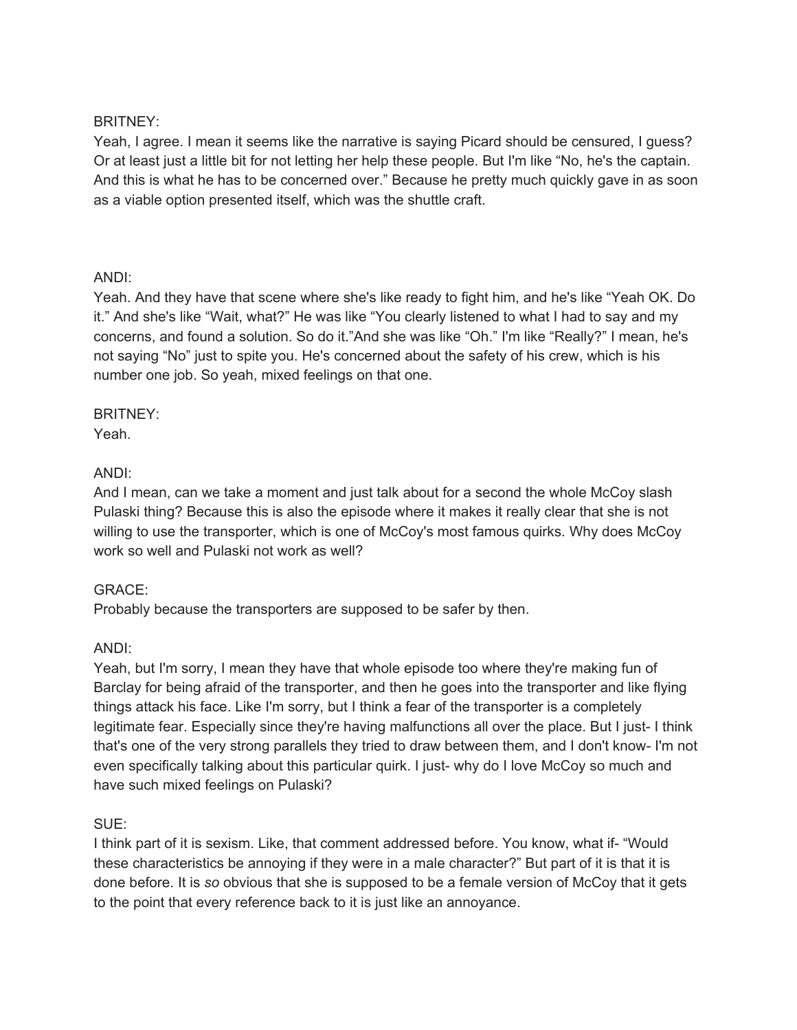BRITNEY:
Yeah, I agree. I mean it seems like the narrative is saying Picard should be censured, I guess? Or at least just a little bit for not letting her help these people. But I'm like "No, he's the captain. And this is what he has to be concerned over." Because he pretty much quickly gave in as soon as a viable option presented itself, which was the shuttle craft.

ANDI:
Yeah. And they have that scene where she's like ready to fight him, and he's like "Yeah OK. Do it." And she's like "Wait, what?" He was like "You clearly listened to what I had to say and my concerns, and found a solution. So do it."And she was like "Oh." I'm like "Really?" I mean, he's not saying "No" just to spite you. He's concerned about the safety of his crew, which is his number one job. So yeah, mixed feelings on that one.

BRITNEY:
Yeah.

ANDI:
And I mean, can we take a moment and just talk about for a second the whole McCoy slash Pulaski thing? Because this is also the episode where it makes it really clear that she is not willing to use the transporter, which is one of McCoy's most famous quirks. Why does McCoy work so well and Pulaski not work as well?

GRACE:
Probably because the transporters are supposed to be safer by then.

ANDI:
Yeah, but I'm sorry, I mean they have that whole episode too where they're making fun of Barclay for being afraid of the transporter, and then he goes into the transporter and like flying things attack his face. Like I'm sorry, but I think a fear of the transporter is a completely legitimate fear. Especially since they're having malfunctions all over the place. But I just- I think that's one of the very strong parallels they tried to draw between them, and I don't know- I'm not even specifically talking about this particular quirk. I just- why do I love McCoy so much and have such mixed feelings on Pulaski?

SUE:
I think part of it is sexism. Like, that comment addressed before. You know, what if- "Would these characteristics be annoying if they were in a male character?" But part of it is that it is done before. It is *so* obvious that she is supposed to be a female version of McCoy that it gets to the point that every reference back to it is just like an annoyance.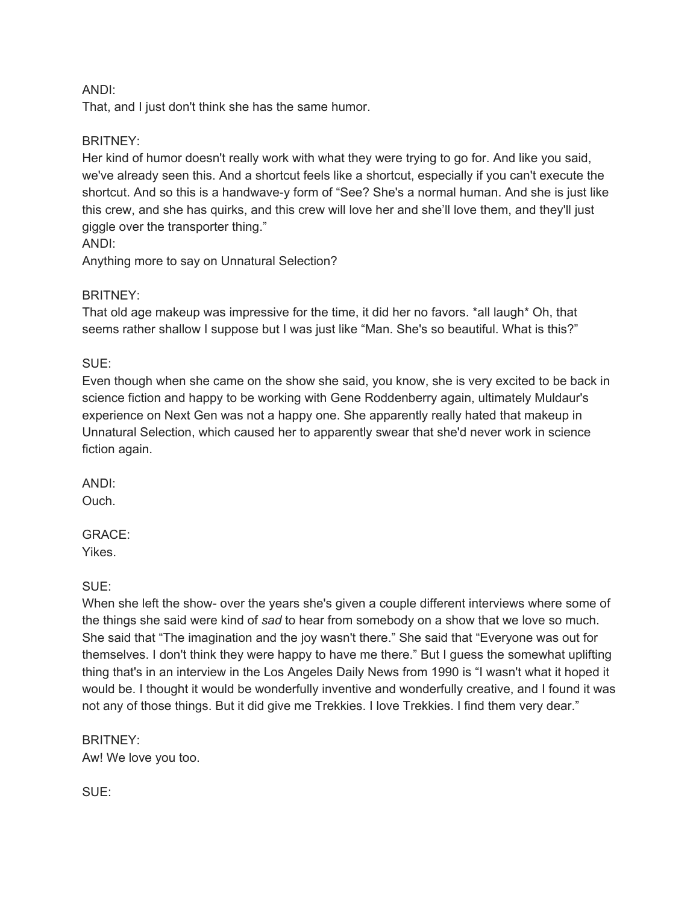ANDI:
That, and I just don't think she has the same humor.

BRITNEY:
Her kind of humor doesn't really work with what they were trying to go for. And like you said, we've already seen this. And a shortcut feels like a shortcut, especially if you can't execute the shortcut. And so this is a handwave-y form of "See? She's a normal human. And she is just like this crew, and she has quirks, and this crew will love her and she'll love them, and they'll just giggle over the transporter thing."

ANDI:
Anything more to say on Unnatural Selection?

BRITNEY:
That old age makeup was impressive for the time, it did her no favors. *all laugh* Oh, that seems rather shallow I suppose but I was just like "Man. She's so beautiful. What is this?"

SUE:
Even though when she came on the show she said, you know, she is very excited to be back in science fiction and happy to be working with Gene Roddenberry again, ultimately Muldaur's experience on Next Gen was not a happy one. She apparently really hated that makeup in Unnatural Selection, which caused her to apparently swear that she'd never work in science fiction again.

ANDI:
Ouch.

GRACE:
Yikes.

SUE:
When she left the show- over the years she's given a couple different interviews where some of the things she said were kind of *sad* to hear from somebody on a show that we love so much. She said that "The imagination and the joy wasn't there." She said that "Everyone was out for themselves. I don't think they were happy to have me there." But I guess the somewhat uplifting thing that's in an interview in the Los Angeles Daily News from 1990 is "I wasn't what it hoped it would be. I thought it would be wonderfully inventive and wonderfully creative, and I found it was not any of those things. But it did give me Trekkies. I love Trekkies. I find them very dear."

BRITNEY:
Aw! We love you too.

SUE: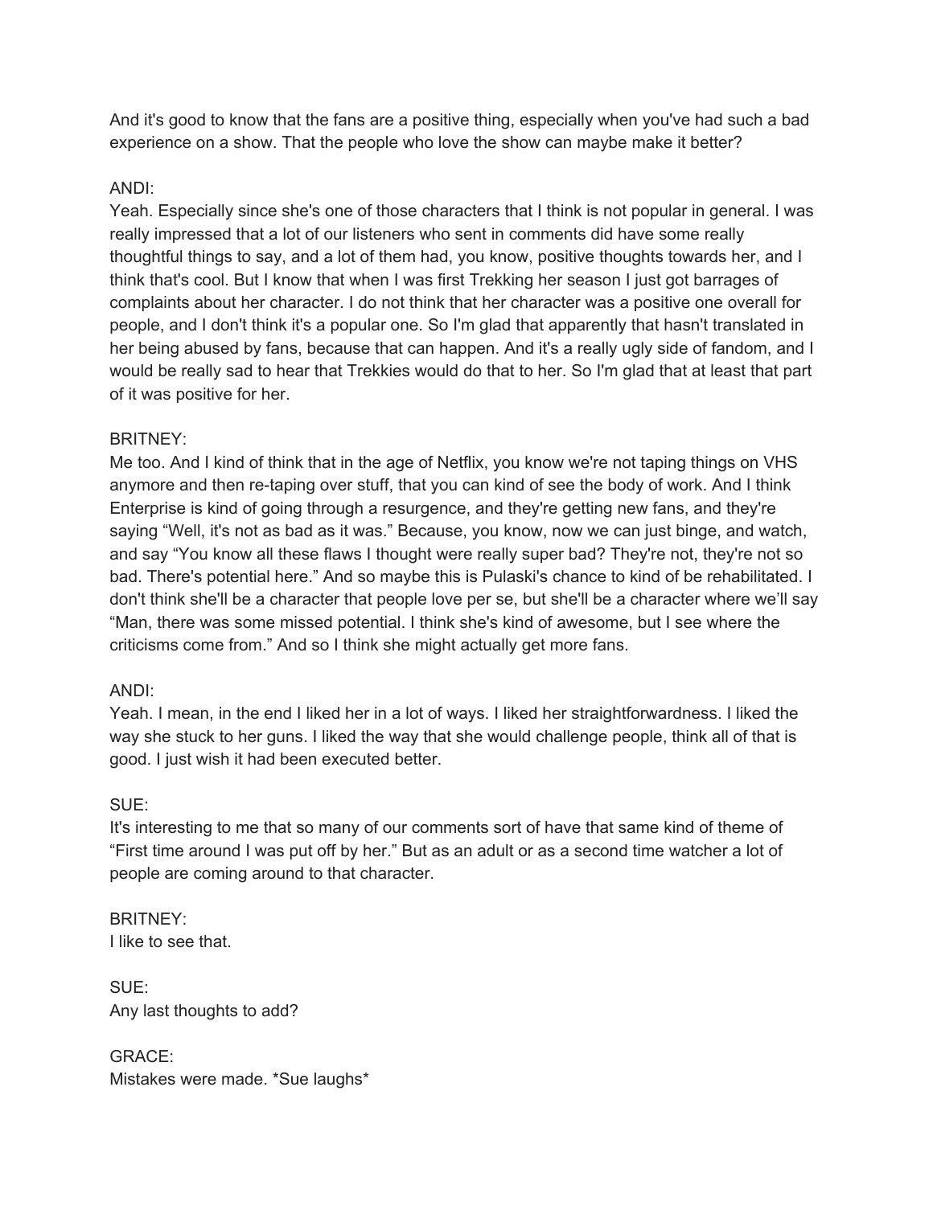And it's good to know that the fans are a positive thing, especially when you've had such a bad experience on a show. That the people who love the show can maybe make it better?

ANDI:
Yeah. Especially since she's one of those characters that I think is not popular in general. I was really impressed that a lot of our listeners who sent in comments did have some really thoughtful things to say, and a lot of them had, you know, positive thoughts towards her, and I think that's cool. But I know that when I was first Trekking her season I just got barrages of complaints about her character. I do not think that her character was a positive one overall for people, and I don't think it's a popular one. So I'm glad that apparently that hasn't translated in her being abused by fans, because that can happen. And it's a really ugly side of fandom, and I would be really sad to hear that Trekkies would do that to her. So I'm glad that at least that part of it was positive for her.

BRITNEY:
Me too. And I kind of think that in the age of Netflix, you know we're not taping things on VHS anymore and then re-taping over stuff, that you can kind of see the body of work. And I think Enterprise is kind of going through a resurgence, and they're getting new fans, and they're saying "Well, it's not as bad as it was." Because, you know, now we can just binge, and watch, and say "You know all these flaws I thought were really super bad? They're not, they're not so bad. There's potential here." And so maybe this is Pulaski's chance to kind of be rehabilitated. I don't think she'll be a character that people love per se, but she'll be a character where we'll say "Man, there was some missed potential. I think she's kind of awesome, but I see where the criticisms come from." And so I think she might actually get more fans.

ANDI:
Yeah. I mean, in the end I liked her in a lot of ways. I liked her straightforwardness. I liked the way she stuck to her guns. I liked the way that she would challenge people, think all of that is good. I just wish it had been executed better.

SUE:
It's interesting to me that so many of our comments sort of have that same kind of theme of "First time around I was put off by her." But as an adult or as a second time watcher a lot of people are coming around to that character.

BRITNEY:
I like to see that.

SUE:
Any last thoughts to add?

GRACE:
Mistakes were made. *Sue laughs*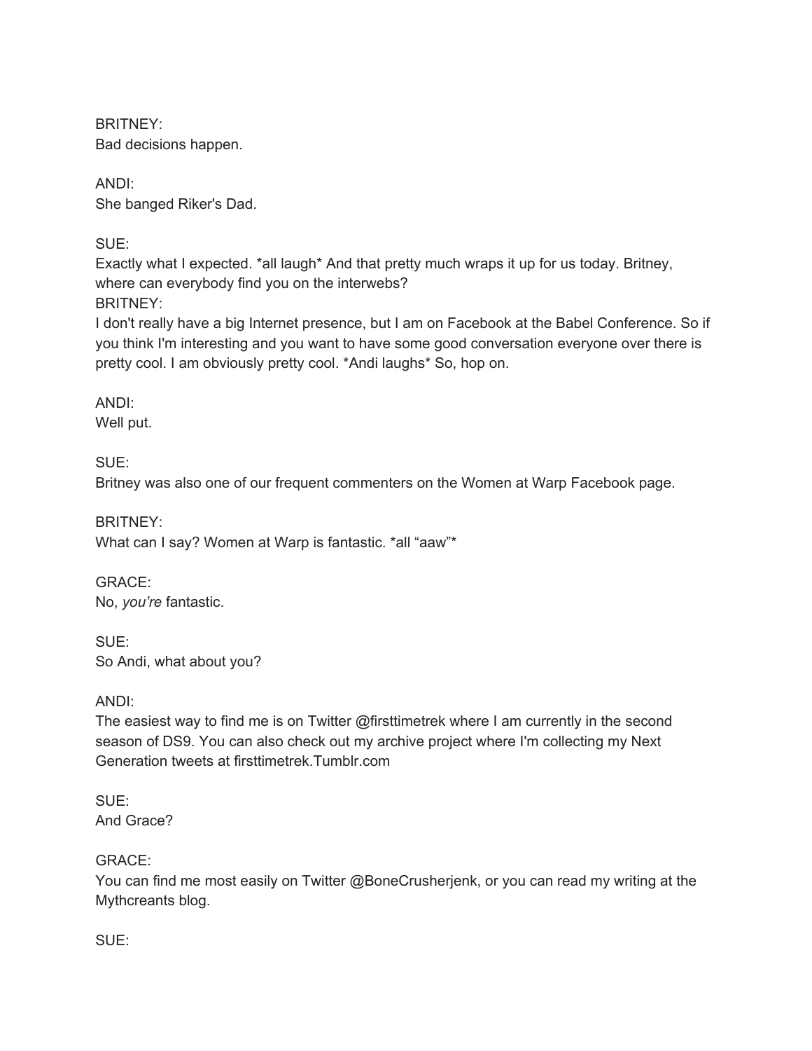BRITNEY:
Bad decisions happen.

ANDI:
She banged Riker's Dad.

SUE:
Exactly what I expected. *all laugh* And that pretty much wraps it up for us today. Britney, where can everybody find you on the interwebs?
BRITNEY:
I don't really have a big Internet presence, but I am on Facebook at the Babel Conference. So if you think I'm interesting and you want to have some good conversation everyone over there is pretty cool. I am obviously pretty cool. *Andi laughs* So, hop on.

ANDI:
Well put.

SUE:
Britney was also one of our frequent commenters on the Women at Warp Facebook page.

BRITNEY:
What can I say? Women at Warp is fantastic. *all "aaw"*

GRACE:
No, *you're* fantastic.

SUE:
So Andi, what about you?

ANDI:
The easiest way to find me is on Twitter @firsttimetrek where I am currently in the second season of DS9. You can also check out my archive project where I'm collecting my Next Generation tweets at firsttimetrek.Tumblr.com

SUE:
And Grace?

GRACE:
You can find me most easily on Twitter @BoneCrusherjenk, or you can read my writing at the Mythcreants blog.

SUE: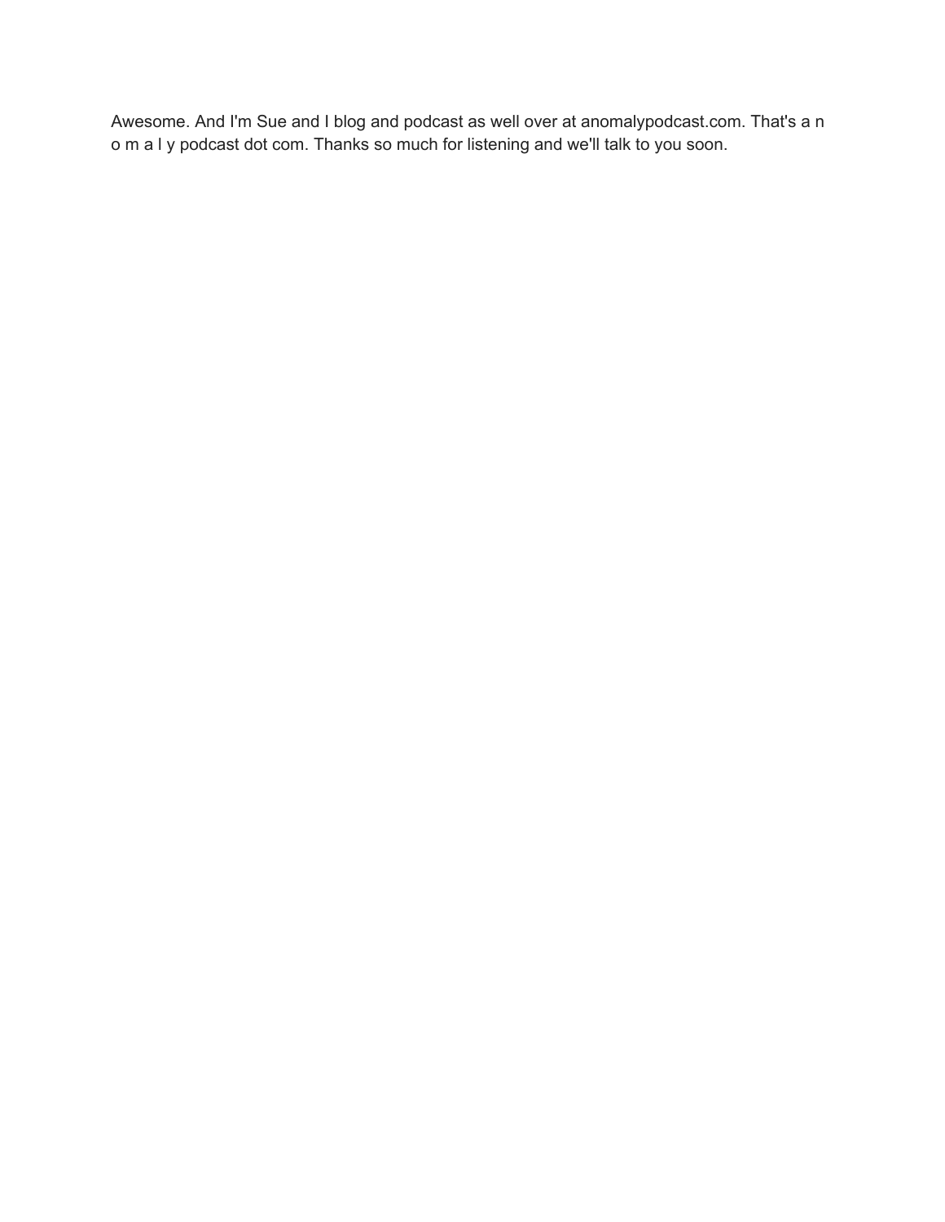Awesome. And I'm Sue and I blog and podcast as well over at anomalypodcast.com. That's a n o m a l y podcast dot com. Thanks so much for listening and we'll talk to you soon.